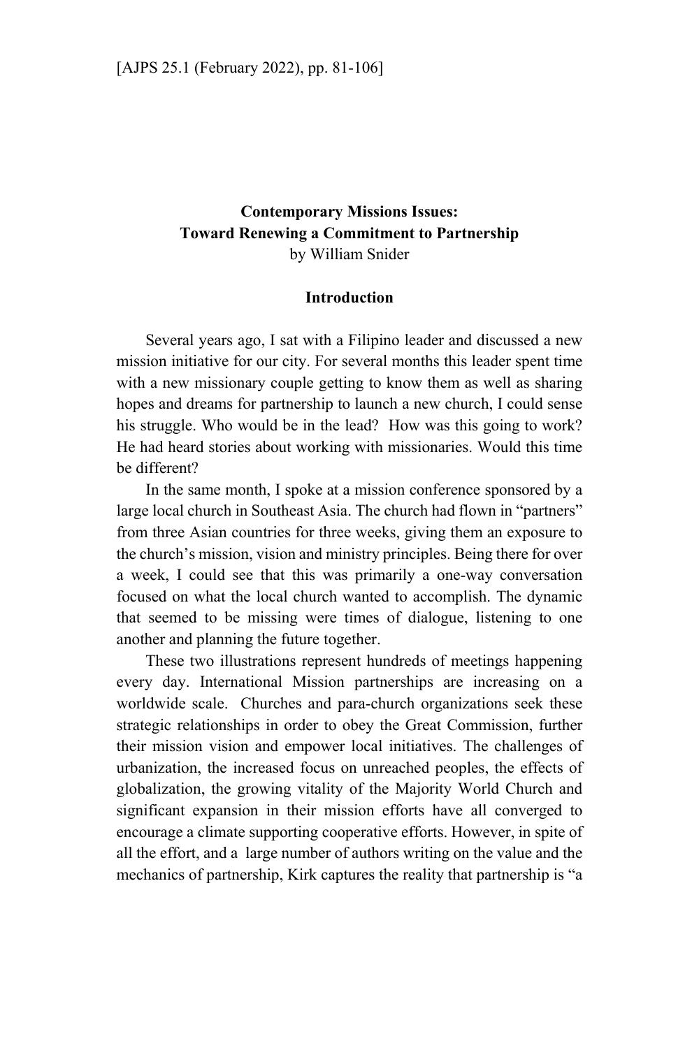# Contemporary Missions Issues: Toward Renewing a Commitment to Partnership

by William Snider

## Introduction

Several years ago, I sat with a Filipino leader and discussed a new mission initiative for our city. For several months this leader spent time with a new missionary couple getting to know them as well as sharing hopes and dreams for partnership to launch a new church, I could sense his struggle. Who would be in the lead? How was this going to work? He had heard stories about working with missionaries. Would this time be different?

In the same month, I spoke at a mission conference sponsored by a large local church in Southeast Asia. The church had flown in "partners" from three Asian countries for three weeks, giving them an exposure to the church's mission, vision and ministry principles. Being there for over a week, I could see that this was primarily a one-way conversation focused on what the local church wanted to accomplish. The dynamic that seemed to be missing were times of dialogue, listening to one another and planning the future together.

These two illustrations represent hundreds of meetings happening every day. International Mission partnerships are increasing on a worldwide scale. Churches and para-church organizations seek these strategic relationships in order to obey the Great Commission, further their mission vision and empower local initiatives. The challenges of urbanization, the increased focus on unreached peoples, the effects of globalization, the growing vitality of the Majority World Church and significant expansion in their mission efforts have all converged to encourage a climate supporting cooperative efforts. However, in spite of all the effort, and a large number of authors writing on the value and the mechanics of partnership, Kirk captures the reality that partnership is "a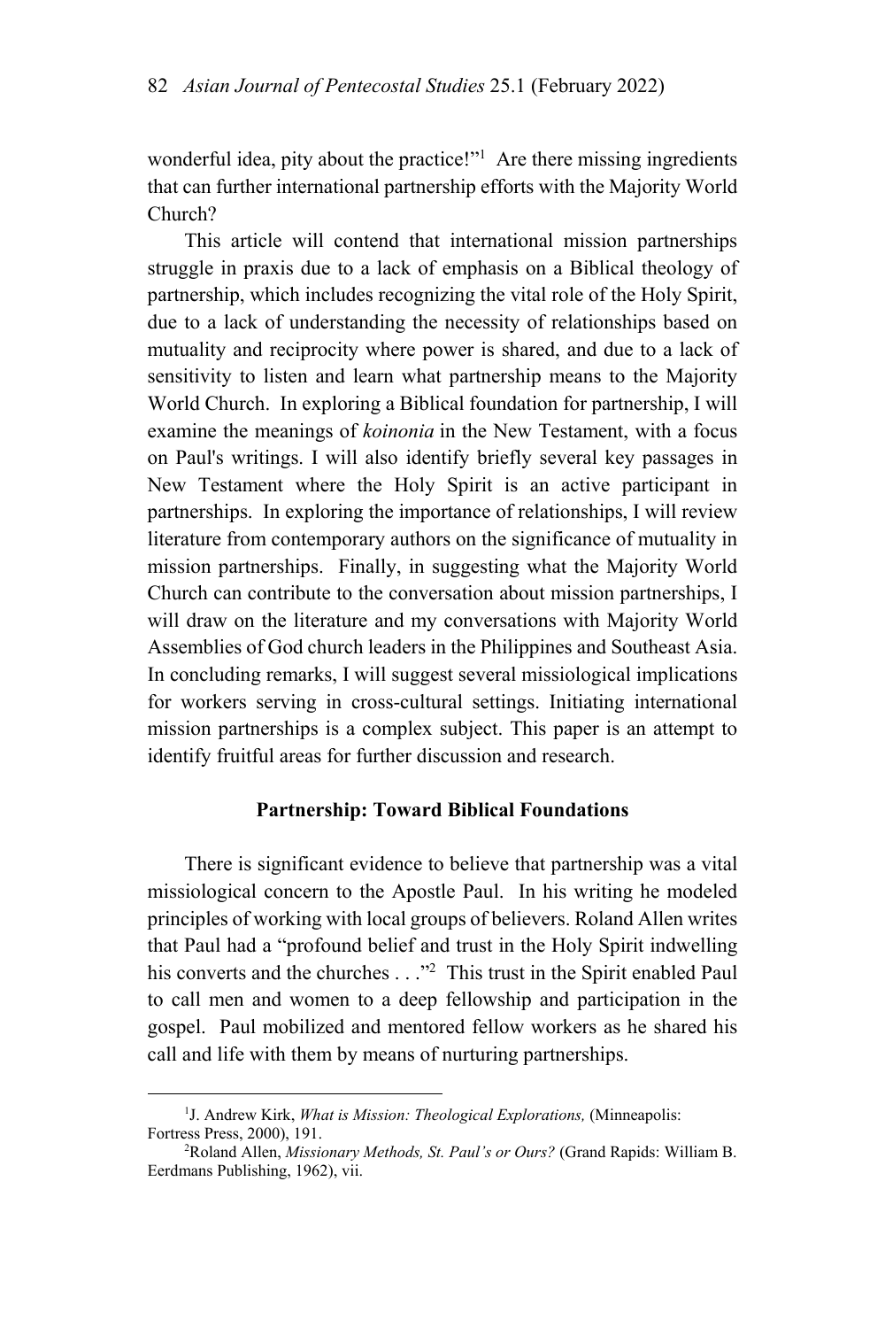wonderful idea, pity about the practice!"[1] Are there missing ingredients that can further international partnership efforts with the Majority World Church?

This article will contend that international mission partnerships struggle in praxis due to a lack of emphasis on a Biblical theology of partnership, which includes recognizing the vital role of the Holy Spirit, due to a lack of understanding the necessity of relationships based on mutuality and reciprocity where power is shared, and due to a lack of sensitivity to listen and learn what partnership means to the Majority World Church. In exploring a Biblical foundation for partnership, I will examine the meanings of *koinonia* in the New Testament, with a focus on Paul's writings. I will also identify briefly several key passages in New Testament where the Holy Spirit is an active participant in partnerships. In exploring the importance of relationships, I will review literature from contemporary authors on the significance of mutuality in mission partnerships. Finally, in suggesting what the Majority World Church can contribute to the conversation about mission partnerships, I will draw on the literature and my conversations with Majority World Assemblies of God church leaders in the Philippines and Southeast Asia. In concluding remarks, I will suggest several missiological implications for workers serving in cross-cultural settings. Initiating international mission partnerships is a complex subject. This paper is an attempt to identify fruitful areas for further discussion and research.

## Partnership: Toward Biblical Foundations

There is significant evidence to believe that partnership was a vital missiological concern to the Apostle Paul. In his writing he modeled principles of working with local groups of believers. Roland Allen writes that Paul had a "profound belief and trust in the Holy Spirit indwelling his converts and the churches . . ."[2] This trust in the Spirit enabled Paul to call men and women to a deep fellowship and participation in the gospel. Paul mobilized and mentored fellow workers as he shared his call and life with them by means of nurturing partnerships.

---

[1] J. Andrew Kirk, *What is Mission: Theological Explorations,* (Minneapolis: Fortress Press, 2000), 191.

[2] Roland Allen, *Missionary Methods, St. Paul's or Ours?* (Grand Rapids: William B. Eerdmans Publishing, 1962), vii.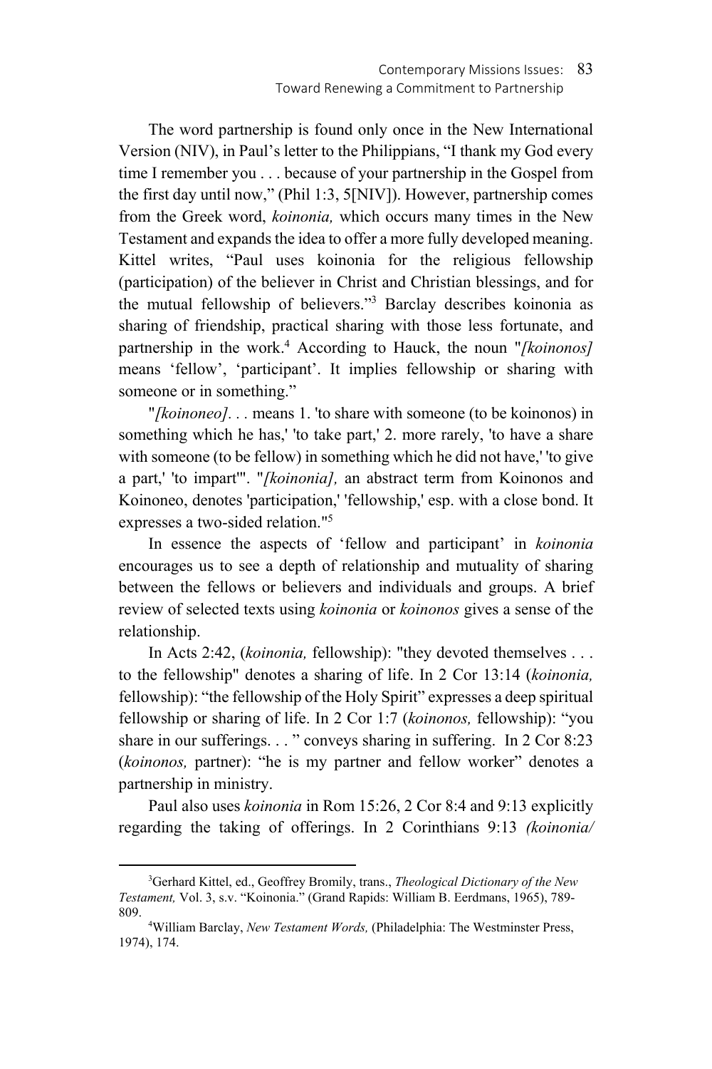The word partnership is found only once in the New International Version (NIV), in Paul's letter to the Philippians, "I thank my God every time I remember you . . . because of your partnership in the Gospel from the first day until now," (Phil 1:3, 5[NIV]). However, partnership comes from the Greek word, *koinonia,* which occurs many times in the New Testament and expands the idea to offer a more fully developed meaning. Kittel writes, "Paul uses koinonia for the religious fellowship (participation) of the believer in Christ and Christian blessings, and for the mutual fellowship of believers."[3] Barclay describes koinonia as sharing of friendship, practical sharing with those less fortunate, and partnership in the work.[4] According to Hauck, the noun "*[koinonos]* means 'fellow', 'participant'. It implies fellowship or sharing with someone or in something."

"*[koinoneo]*. . . means 1. 'to share with someone (to be koinonos) in something which he has,' 'to take part,' 2. more rarely, 'to have a share with someone (to be fellow) in something which he did not have,' 'to give a part,' 'to impart'". "*[koinonia],* an abstract term from Koinonos and Koinoneo, denotes 'participation,' 'fellowship,' esp. with a close bond. It expresses a two-sided relation."[5]

In essence the aspects of 'fellow and participant' in *koinonia* encourages us to see a depth of relationship and mutuality of sharing between the fellows or believers and individuals and groups. A brief review of selected texts using *koinonia* or *koinonos* gives a sense of the relationship.

In Acts 2:42, (*koinonia,* fellowship): "they devoted themselves . . . to the fellowship" denotes a sharing of life. In 2 Cor 13:14 (*koinonia,* fellowship): "the fellowship of the Holy Spirit" expresses a deep spiritual fellowship or sharing of life. In 2 Cor 1:7 (*koinonos,* fellowship): "you share in our sufferings. . . " conveys sharing in suffering. In 2 Cor 8:23 (*koinonos,* partner): "he is my partner and fellow worker" denotes a partnership in ministry.

Paul also uses *koinonia* in Rom 15:26, 2 Cor 8:4 and 9:13 explicitly regarding the taking of offerings. In 2 Corinthians 9:13 *(koinonia/*

---

[3]Gerhard Kittel, ed., Geoffrey Bromily, trans., *Theological Dictionary of the New Testament,* Vol. 3, s.v. "Koinonia." (Grand Rapids: William B. Eerdmans, 1965), 789-809.

[4]William Barclay, *New Testament Words,* (Philadelphia: The Westminster Press, 1974), 174.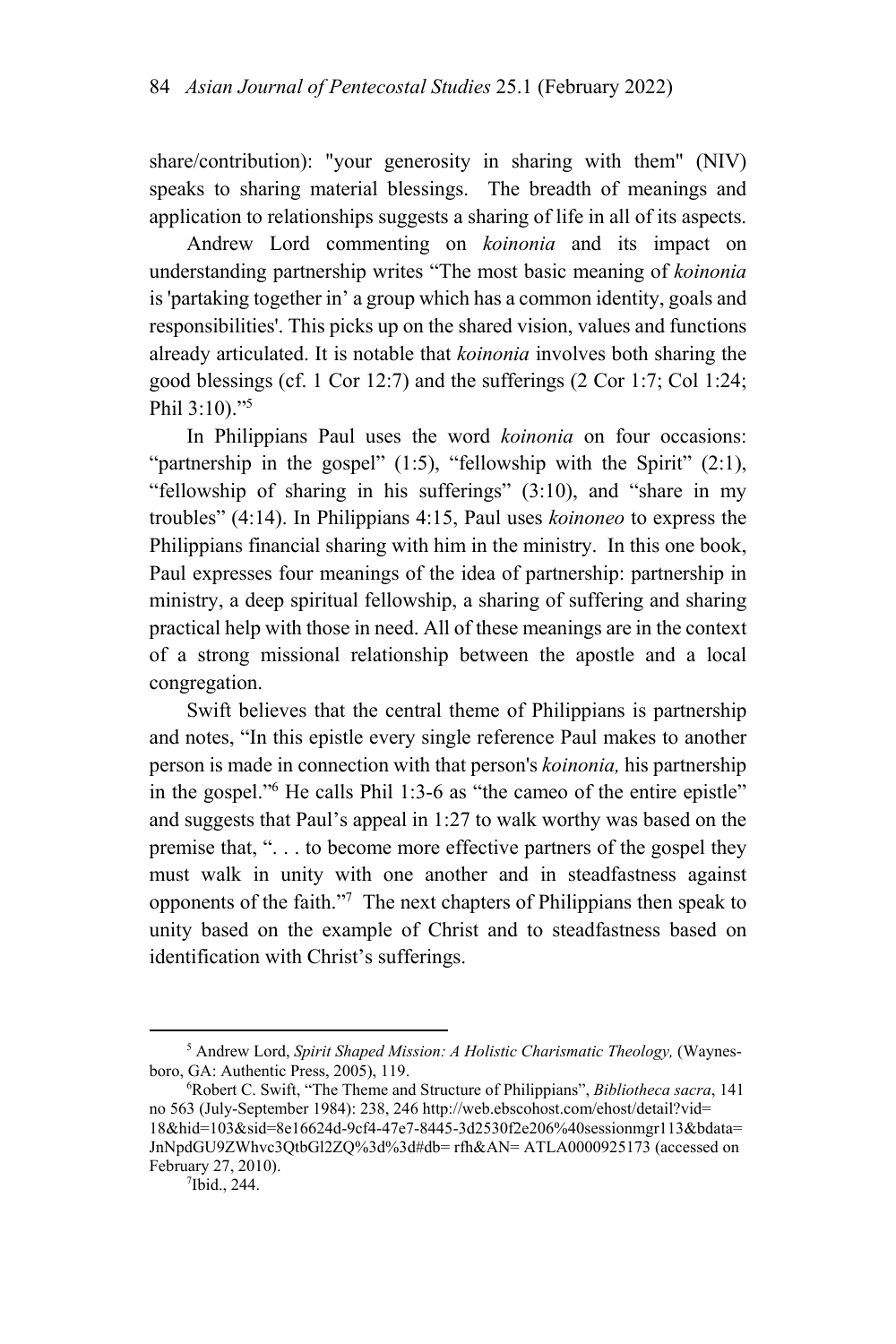share/contribution): "your generosity in sharing with them" (NIV) speaks to sharing material blessings. The breadth of meanings and application to relationships suggests a sharing of life in all of its aspects.

Andrew Lord commenting on *koinonia* and its impact on understanding partnership writes "The most basic meaning of *koinonia* is 'partaking together in' a group which has a common identity, goals and responsibilities'. This picks up on the shared vision, values and functions already articulated. It is notable that *koinonia* involves both sharing the good blessings (cf. 1 Cor 12:7) and the sufferings (2 Cor 1:7; Col 1:24; Phil 3:10)."[5]

In Philippians Paul uses the word *koinonia* on four occasions: "partnership in the gospel" (1:5), "fellowship with the Spirit" (2:1), "fellowship of sharing in his sufferings" (3:10), and "share in my troubles" (4:14). In Philippians 4:15, Paul uses *koinoneo* to express the Philippians financial sharing with him in the ministry. In this one book, Paul expresses four meanings of the idea of partnership: partnership in ministry, a deep spiritual fellowship, a sharing of suffering and sharing practical help with those in need. All of these meanings are in the context of a strong missional relationship between the apostle and a local congregation.

Swift believes that the central theme of Philippians is partnership and notes, "In this epistle every single reference Paul makes to another person is made in connection with that person's *koinonia,* his partnership in the gospel."[6] He calls Phil 1:3-6 as "the cameo of the entire epistle" and suggests that Paul's appeal in 1:27 to walk worthy was based on the premise that, ". . . to become more effective partners of the gospel they must walk in unity with one another and in steadfastness against opponents of the faith."[7] The next chapters of Philippians then speak to unity based on the example of Christ and to steadfastness based on identification with Christ's sufferings.

---

[5] Andrew Lord, *Spirit Shaped Mission: A Holistic Charismatic Theology,* (Waynesboro, GA: Authentic Press, 2005), 119.

[6] Robert C. Swift, "The Theme and Structure of Philippians", *Bibliotheca sacra*, 141 no 563 (July-September 1984): 238, 246 http://web.ebscohost.com/ehost/detail?vid=18&hid=103&sid=8e16624d-9cf4-47e7-8445-3d2530f2e206%40sessionmgr113&bdata=JnNpdGU9ZWhvc3QtbGl2ZQ%3d%3d#db= rfh&AN= ATLA0000925173 (accessed on February 27, 2010).

[7] Ibid., 244.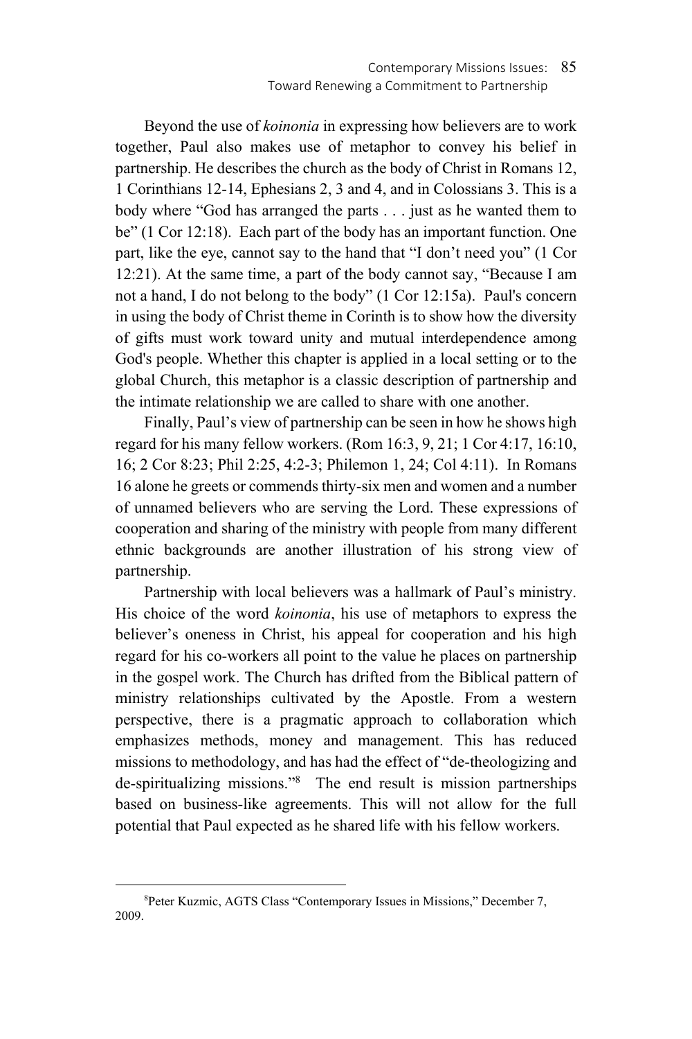Beyond the use of *koinonia* in expressing how believers are to work together, Paul also makes use of metaphor to convey his belief in partnership. He describes the church as the body of Christ in Romans 12, 1 Corinthians 12-14, Ephesians 2, 3 and 4, and in Colossians 3. This is a body where "God has arranged the parts . . . just as he wanted them to be" (1 Cor 12:18). Each part of the body has an important function. One part, like the eye, cannot say to the hand that "I don't need you" (1 Cor 12:21). At the same time, a part of the body cannot say, "Because I am not a hand, I do not belong to the body" (1 Cor 12:15a). Paul's concern in using the body of Christ theme in Corinth is to show how the diversity of gifts must work toward unity and mutual interdependence among God's people. Whether this chapter is applied in a local setting or to the global Church, this metaphor is a classic description of partnership and the intimate relationship we are called to share with one another.

Finally, Paul's view of partnership can be seen in how he shows high regard for his many fellow workers. (Rom 16:3, 9, 21; 1 Cor 4:17, 16:10, 16; 2 Cor 8:23; Phil 2:25, 4:2-3; Philemon 1, 24; Col 4:11). In Romans 16 alone he greets or commends thirty-six men and women and a number of unnamed believers who are serving the Lord. These expressions of cooperation and sharing of the ministry with people from many different ethnic backgrounds are another illustration of his strong view of partnership.

Partnership with local believers was a hallmark of Paul's ministry. His choice of the word *koinonia*, his use of metaphors to express the believer's oneness in Christ, his appeal for cooperation and his high regard for his co-workers all point to the value he places on partnership in the gospel work. The Church has drifted from the Biblical pattern of ministry relationships cultivated by the Apostle. From a western perspective, there is a pragmatic approach to collaboration which emphasizes methods, money and management. This has reduced missions to methodology, and has had the effect of "de-theologizing and de-spiritualizing missions."[8] The end result is mission partnerships based on business-like agreements. This will not allow for the full potential that Paul expected as he shared life with his fellow workers.

---

[8]Peter Kuzmic, AGTS Class "Contemporary Issues in Missions," December 7, 2009.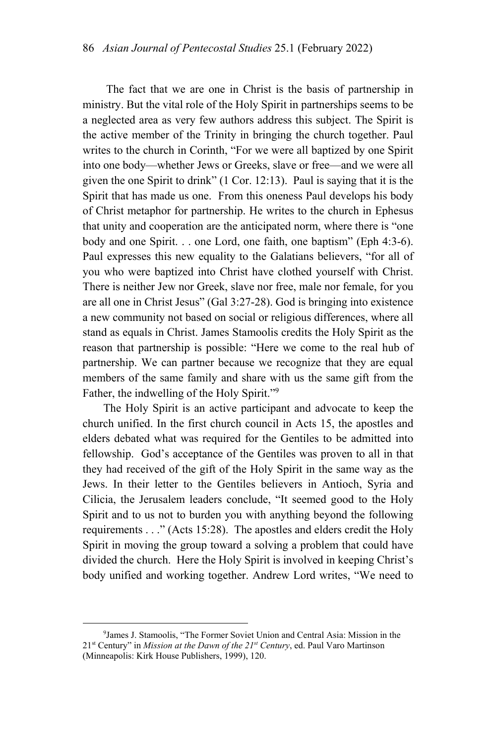The fact that we are one in Christ is the basis of partnership in ministry. But the vital role of the Holy Spirit in partnerships seems to be a neglected area as very few authors address this subject. The Spirit is the active member of the Trinity in bringing the church together. Paul writes to the church in Corinth, "For we were all baptized by one Spirit into one body—whether Jews or Greeks, slave or free—and we were all given the one Spirit to drink" (1 Cor. 12:13). Paul is saying that it is the Spirit that has made us one. From this oneness Paul develops his body of Christ metaphor for partnership. He writes to the church in Ephesus that unity and cooperation are the anticipated norm, where there is "one body and one Spirit. . . one Lord, one faith, one baptism" (Eph 4:3-6). Paul expresses this new equality to the Galatians believers, "for all of you who were baptized into Christ have clothed yourself with Christ. There is neither Jew nor Greek, slave nor free, male nor female, for you are all one in Christ Jesus" (Gal 3:27-28). God is bringing into existence a new community not based on social or religious differences, where all stand as equals in Christ. James Stamoolis credits the Holy Spirit as the reason that partnership is possible: "Here we come to the real hub of partnership. We can partner because we recognize that they are equal members of the same family and share with us the same gift from the Father, the indwelling of the Holy Spirit."[9]

The Holy Spirit is an active participant and advocate to keep the church unified. In the first church council in Acts 15, the apostles and elders debated what was required for the Gentiles to be admitted into fellowship. God's acceptance of the Gentiles was proven to all in that they had received of the gift of the Holy Spirit in the same way as the Jews. In their letter to the Gentiles believers in Antioch, Syria and Cilicia, the Jerusalem leaders conclude, "It seemed good to the Holy Spirit and to us not to burden you with anything beyond the following requirements . . ." (Acts 15:28). The apostles and elders credit the Holy Spirit in moving the group toward a solving a problem that could have divided the church. Here the Holy Spirit is involved in keeping Christ's body unified and working together. Andrew Lord writes, "We need to

---

[9]James J. Stamoolis, "The Former Soviet Union and Central Asia: Mission in the 21st Century" in *Mission at the Dawn of the 21st Century*, ed. Paul Varo Martinson (Minneapolis: Kirk House Publishers, 1999), 120.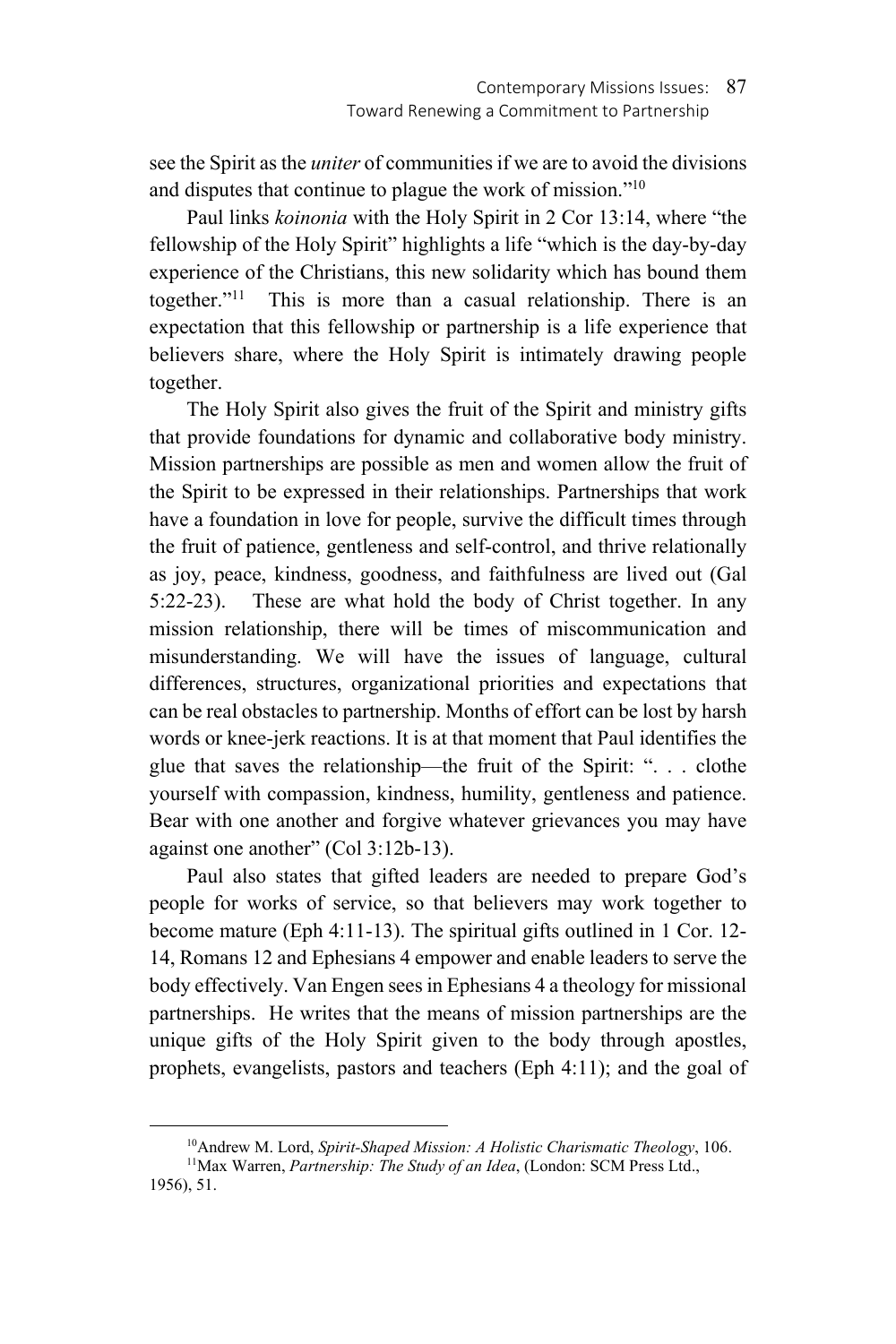see the Spirit as the *uniter* of communities if we are to avoid the divisions and disputes that continue to plague the work of mission."[10]

Paul links *koinonia* with the Holy Spirit in 2 Cor 13:14, where "the fellowship of the Holy Spirit" highlights a life "which is the day-by-day experience of the Christians, this new solidarity which has bound them together."[11] This is more than a casual relationship. There is an expectation that this fellowship or partnership is a life experience that believers share, where the Holy Spirit is intimately drawing people together.

The Holy Spirit also gives the fruit of the Spirit and ministry gifts that provide foundations for dynamic and collaborative body ministry. Mission partnerships are possible as men and women allow the fruit of the Spirit to be expressed in their relationships. Partnerships that work have a foundation in love for people, survive the difficult times through the fruit of patience, gentleness and self-control, and thrive relationally as joy, peace, kindness, goodness, and faithfulness are lived out (Gal 5:22-23). These are what hold the body of Christ together. In any mission relationship, there will be times of miscommunication and misunderstanding. We will have the issues of language, cultural differences, structures, organizational priorities and expectations that can be real obstacles to partnership. Months of effort can be lost by harsh words or knee-jerk reactions. It is at that moment that Paul identifies the glue that saves the relationship—the fruit of the Spirit: ". . . clothe yourself with compassion, kindness, humility, gentleness and patience. Bear with one another and forgive whatever grievances you may have against one another" (Col 3:12b-13).

Paul also states that gifted leaders are needed to prepare God's people for works of service, so that believers may work together to become mature (Eph 4:11-13). The spiritual gifts outlined in 1 Cor. 12-14, Romans 12 and Ephesians 4 empower and enable leaders to serve the body effectively. Van Engen sees in Ephesians 4 a theology for missional partnerships. He writes that the means of mission partnerships are the unique gifts of the Holy Spirit given to the body through apostles, prophets, evangelists, pastors and teachers (Eph 4:11); and the goal of

---

[10]Andrew M. Lord, *Spirit-Shaped Mission: A Holistic Charismatic Theology*, 106.

[11]Max Warren, *Partnership: The Study of an Idea*, (London: SCM Press Ltd., 1956), 51.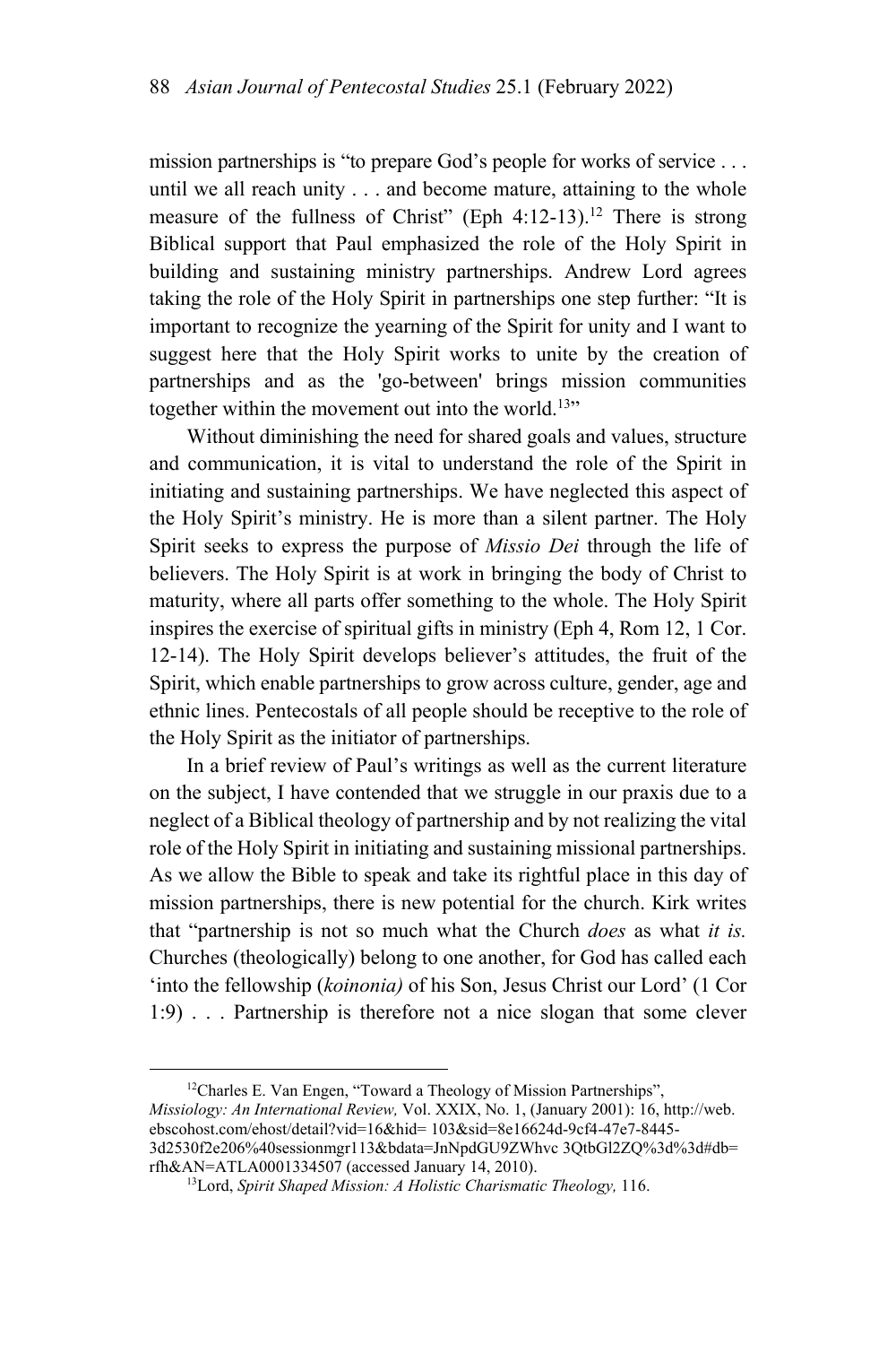mission partnerships is "to prepare God's people for works of service . . . until we all reach unity . . . and become mature, attaining to the whole measure of the fullness of Christ" (Eph 4:12-13).[12] There is strong Biblical support that Paul emphasized the role of the Holy Spirit in building and sustaining ministry partnerships. Andrew Lord agrees taking the role of the Holy Spirit in partnerships one step further: "It is important to recognize the yearning of the Spirit for unity and I want to suggest here that the Holy Spirit works to unite by the creation of partnerships and as the 'go-between' brings mission communities together within the movement out into the world.[13]"

Without diminishing the need for shared goals and values, structure and communication, it is vital to understand the role of the Spirit in initiating and sustaining partnerships. We have neglected this aspect of the Holy Spirit's ministry. He is more than a silent partner. The Holy Spirit seeks to express the purpose of *Missio Dei* through the life of believers. The Holy Spirit is at work in bringing the body of Christ to maturity, where all parts offer something to the whole. The Holy Spirit inspires the exercise of spiritual gifts in ministry (Eph 4, Rom 12, 1 Cor. 12-14). The Holy Spirit develops believer's attitudes, the fruit of the Spirit, which enable partnerships to grow across culture, gender, age and ethnic lines. Pentecostals of all people should be receptive to the role of the Holy Spirit as the initiator of partnerships.

In a brief review of Paul's writings as well as the current literature on the subject, I have contended that we struggle in our praxis due to a neglect of a Biblical theology of partnership and by not realizing the vital role of the Holy Spirit in initiating and sustaining missional partnerships. As we allow the Bible to speak and take its rightful place in this day of mission partnerships, there is new potential for the church. Kirk writes that "partnership is not so much what the Church *does* as what *it is.* Churches (theologically) belong to one another, for God has called each 'into the fellowship (*koinonia)* of his Son, Jesus Christ our Lord' (1 Cor 1:9) . . . Partnership is therefore not a nice slogan that some clever

---

[12]Charles E. Van Engen, "Toward a Theology of Mission Partnerships", *Missiology: An International Review,* Vol. XXIX, No. 1, (January 2001): 16, http://web.ebscohost.com/ehost/detail?vid=16&hid= 103&sid=8e16624d-9cf4-47e7-8445-3d2530f2e206%40sessionmgr113&bdata=JnNpdGU9ZWhvc 3QtbGl2ZQ%3d%3d#db=rfh&AN=ATLA0001334507 (accessed January 14, 2010).

[13]Lord, *Spirit Shaped Mission: A Holistic Charismatic Theology,* 116.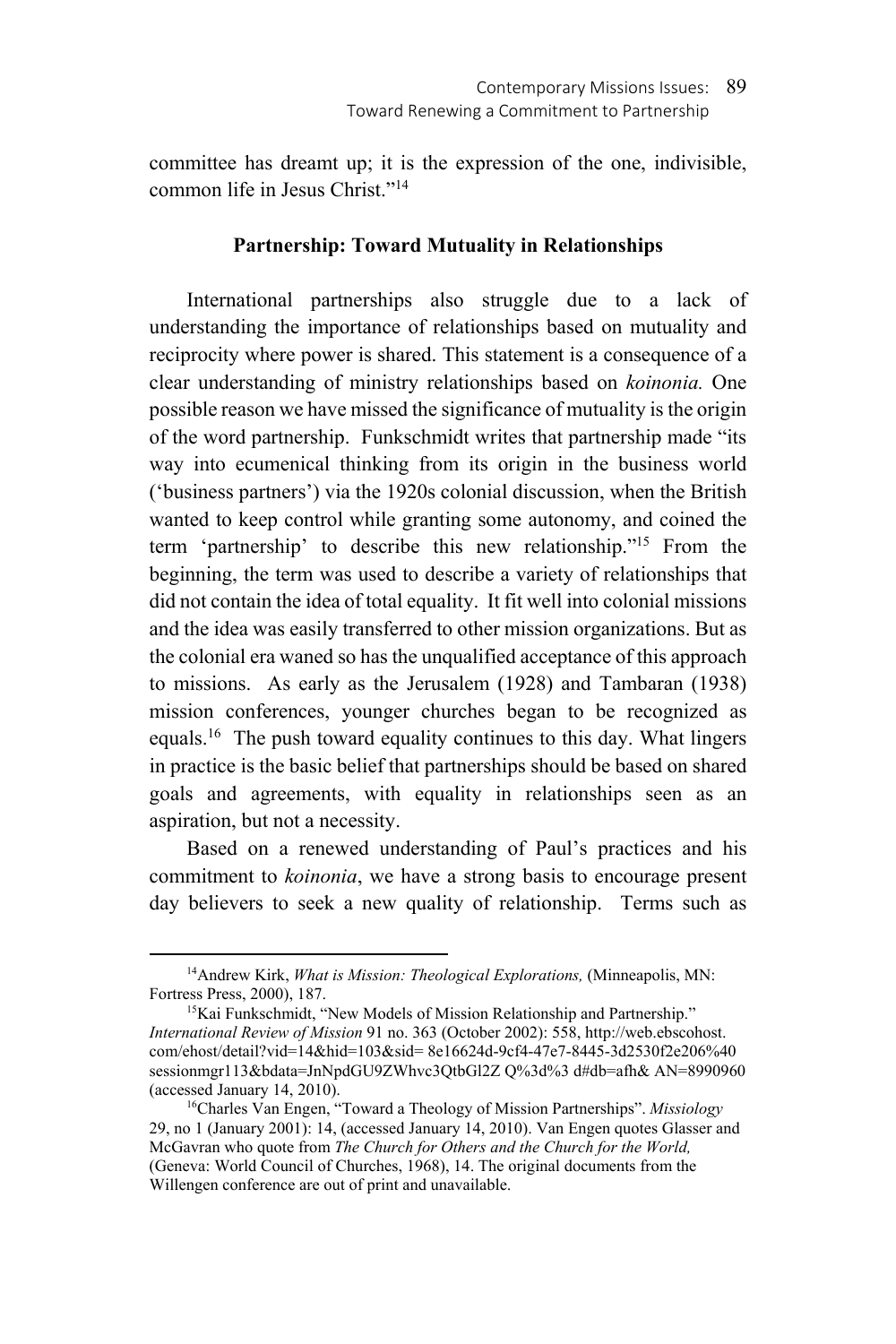committee has dreamt up; it is the expression of the one, indivisible, common life in Jesus Christ."[14]

**Partnership: Toward Mutuality in Relationships**

International partnerships also struggle due to a lack of understanding the importance of relationships based on mutuality and reciprocity where power is shared. This statement is a consequence of a clear understanding of ministry relationships based on *koinonia.* One possible reason we have missed the significance of mutuality is the origin of the word partnership. Funkschmidt writes that partnership made "its way into ecumenical thinking from its origin in the business world ('business partners') via the 1920s colonial discussion, when the British wanted to keep control while granting some autonomy, and coined the term 'partnership' to describe this new relationship."[15] From the beginning, the term was used to describe a variety of relationships that did not contain the idea of total equality. It fit well into colonial missions and the idea was easily transferred to other mission organizations. But as the colonial era waned so has the unqualified acceptance of this approach to missions. As early as the Jerusalem (1928) and Tambaran (1938) mission conferences, younger churches began to be recognized as equals.[16] The push toward equality continues to this day. What lingers in practice is the basic belief that partnerships should be based on shared goals and agreements, with equality in relationships seen as an aspiration, but not a necessity.

Based on a renewed understanding of Paul's practices and his commitment to *koinonia*, we have a strong basis to encourage present day believers to seek a new quality of relationship. Terms such as

---

[14]Andrew Kirk, *What is Mission: Theological Explorations,* (Minneapolis, MN: Fortress Press, 2000), 187.

[15]Kai Funkschmidt, "New Models of Mission Relationship and Partnership." *International Review of Mission* 91 no. 363 (October 2002): 558, http://web.ebscohost.com/ehost/detail?vid=14&hid=103&sid= 8e16624d-9cf4-47e7-8445-3d2530f2e206%40 sessionmgr113&bdata=JnNpdGU9ZWhvc3QtbGl2Z Q%3d%3 d#db=afh& AN=8990960 (accessed January 14, 2010).

[16]Charles Van Engen, "Toward a Theology of Mission Partnerships". *Missiology* 29, no 1 (January 2001): 14, (accessed January 14, 2010). Van Engen quotes Glasser and McGavran who quote from *The Church for Others and the Church for the World,* (Geneva: World Council of Churches, 1968), 14. The original documents from the Willengen conference are out of print and unavailable.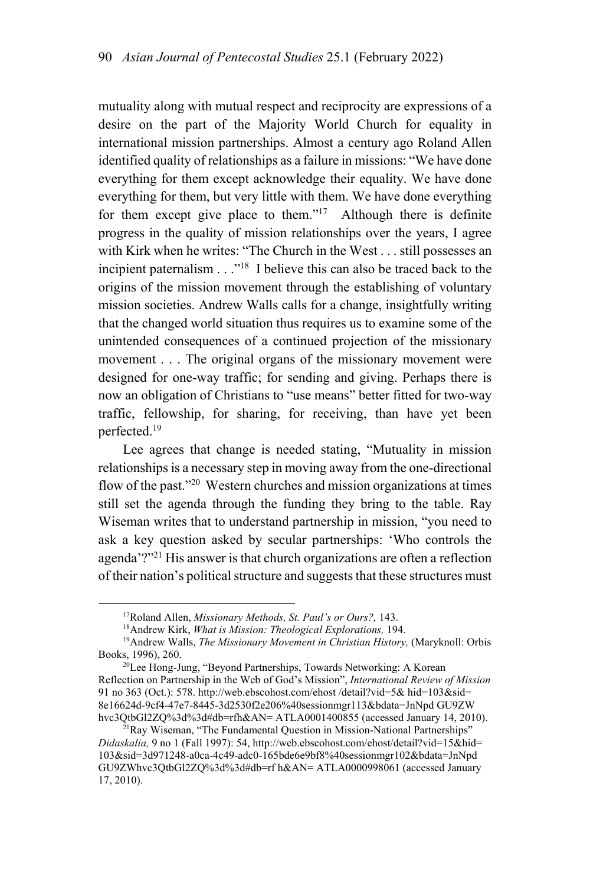mutuality along with mutual respect and reciprocity are expressions of a desire on the part of the Majority World Church for equality in international mission partnerships. Almost a century ago Roland Allen identified quality of relationships as a failure in missions: "We have done everything for them except acknowledge their equality. We have done everything for them, but very little with them. We have done everything for them except give place to them."[17] Although there is definite progress in the quality of mission relationships over the years, I agree with Kirk when he writes: "The Church in the West . . . still possesses an incipient paternalism . . ."[18] I believe this can also be traced back to the origins of the mission movement through the establishing of voluntary mission societies. Andrew Walls calls for a change, insightfully writing that the changed world situation thus requires us to examine some of the unintended consequences of a continued projection of the missionary movement . . . The original organs of the missionary movement were designed for one-way traffic; for sending and giving. Perhaps there is now an obligation of Christians to "use means" better fitted for two-way traffic, fellowship, for sharing, for receiving, than have yet been perfected.[19]

Lee agrees that change is needed stating, "Mutuality in mission relationships is a necessary step in moving away from the one-directional flow of the past."[20] Western churches and mission organizations at times still set the agenda through the funding they bring to the table. Ray Wiseman writes that to understand partnership in mission, "you need to ask a key question asked by secular partnerships: 'Who controls the agenda'?"[21] His answer is that church organizations are often a reflection of their nation's political structure and suggests that these structures must

---

[17]Roland Allen, *Missionary Methods, St. Paul's or Ours?,* 143.

[18]Andrew Kirk, *What is Mission: Theological Explorations,* 194.

[19]Andrew Walls, *The Missionary Movement in Christian History,* (Maryknoll: Orbis Books, 1996), 260.

[20]Lee Hong-Jung, "Beyond Partnerships, Towards Networking: A Korean Reflection on Partnership in the Web of God's Mission", *International Review of Mission* 91 no 363 (Oct.): 578. http://web.ebscohost.com/ehost /detail?vid=5& hid=103&sid=8e16624d-9cf4-47e7-8445-3d2530f2e206%40sessionmgr113&bdata=JnNpd GU9ZW hvc3QtbGl2ZQ%3d%3d#db=rfh&AN= ATLA0001400855 (accessed January 14, 2010).

[21]Ray Wiseman, "The Fundamental Question in Mission-National Partnerships" *Didaskalia,* 9 no 1 (Fall 1997): 54, http://web.ebscohost.com/ehost/detail?vid=15&hid=103&sid=3d971248-a0ca-4c49-adc0-165bde6e9bf8%40sessionmgr102&bdata=JnNpd GU9ZWhvc3QtbGl2ZQ%3d%3d#db=rf h&AN= ATLA0000998061 (accessed January 17, 2010).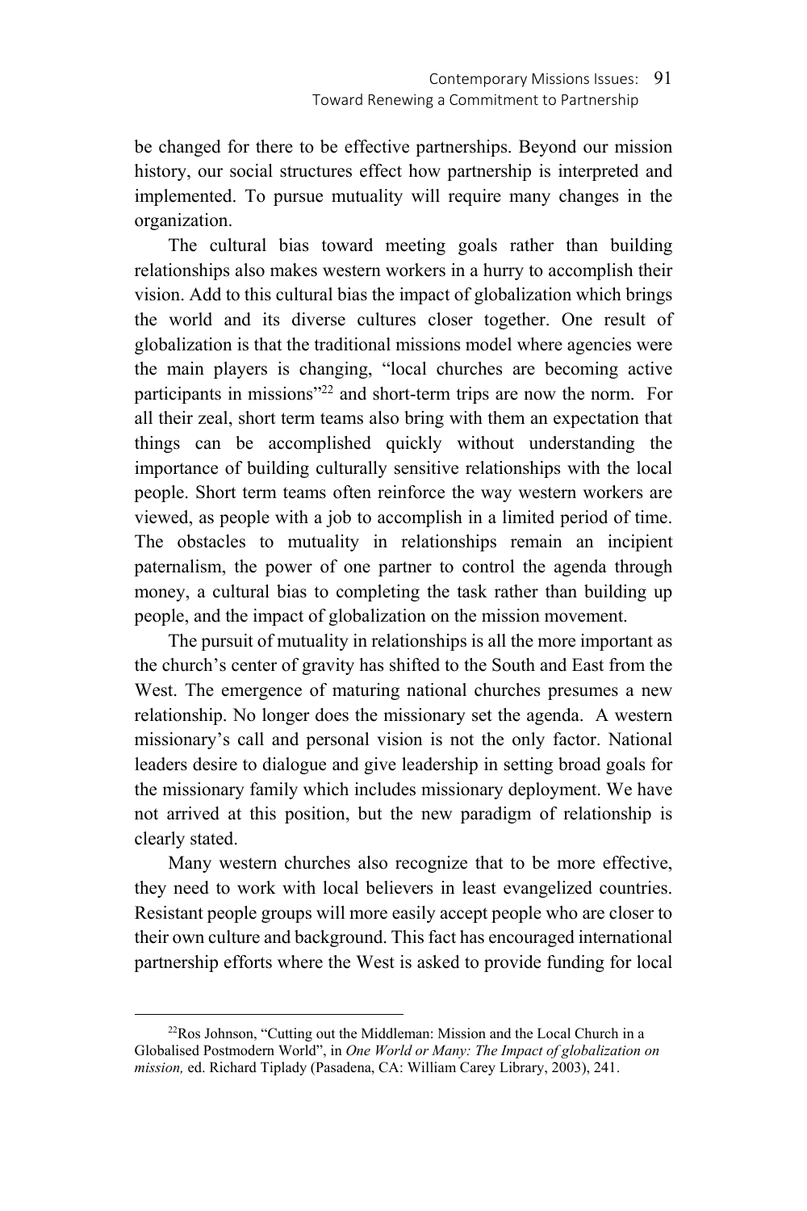be changed for there to be effective partnerships. Beyond our mission history, our social structures effect how partnership is interpreted and implemented. To pursue mutuality will require many changes in the organization.

The cultural bias toward meeting goals rather than building relationships also makes western workers in a hurry to accomplish their vision. Add to this cultural bias the impact of globalization which brings the world and its diverse cultures closer together. One result of globalization is that the traditional missions model where agencies were the main players is changing, "local churches are becoming active participants in missions"[22] and short-term trips are now the norm. For all their zeal, short term teams also bring with them an expectation that things can be accomplished quickly without understanding the importance of building culturally sensitive relationships with the local people. Short term teams often reinforce the way western workers are viewed, as people with a job to accomplish in a limited period of time. The obstacles to mutuality in relationships remain an incipient paternalism, the power of one partner to control the agenda through money, a cultural bias to completing the task rather than building up people, and the impact of globalization on the mission movement.

The pursuit of mutuality in relationships is all the more important as the church's center of gravity has shifted to the South and East from the West. The emergence of maturing national churches presumes a new relationship. No longer does the missionary set the agenda. A western missionary's call and personal vision is not the only factor. National leaders desire to dialogue and give leadership in setting broad goals for the missionary family which includes missionary deployment. We have not arrived at this position, but the new paradigm of relationship is clearly stated.

Many western churches also recognize that to be more effective, they need to work with local believers in least evangelized countries. Resistant people groups will more easily accept people who are closer to their own culture and background. This fact has encouraged international partnership efforts where the West is asked to provide funding for local

[22] Ros Johnson, "Cutting out the Middleman: Mission and the Local Church in a Globalised Postmodern World", in *One World or Many: The Impact of globalization on mission,* ed. Richard Tiplady (Pasadena, CA: William Carey Library, 2003), 241.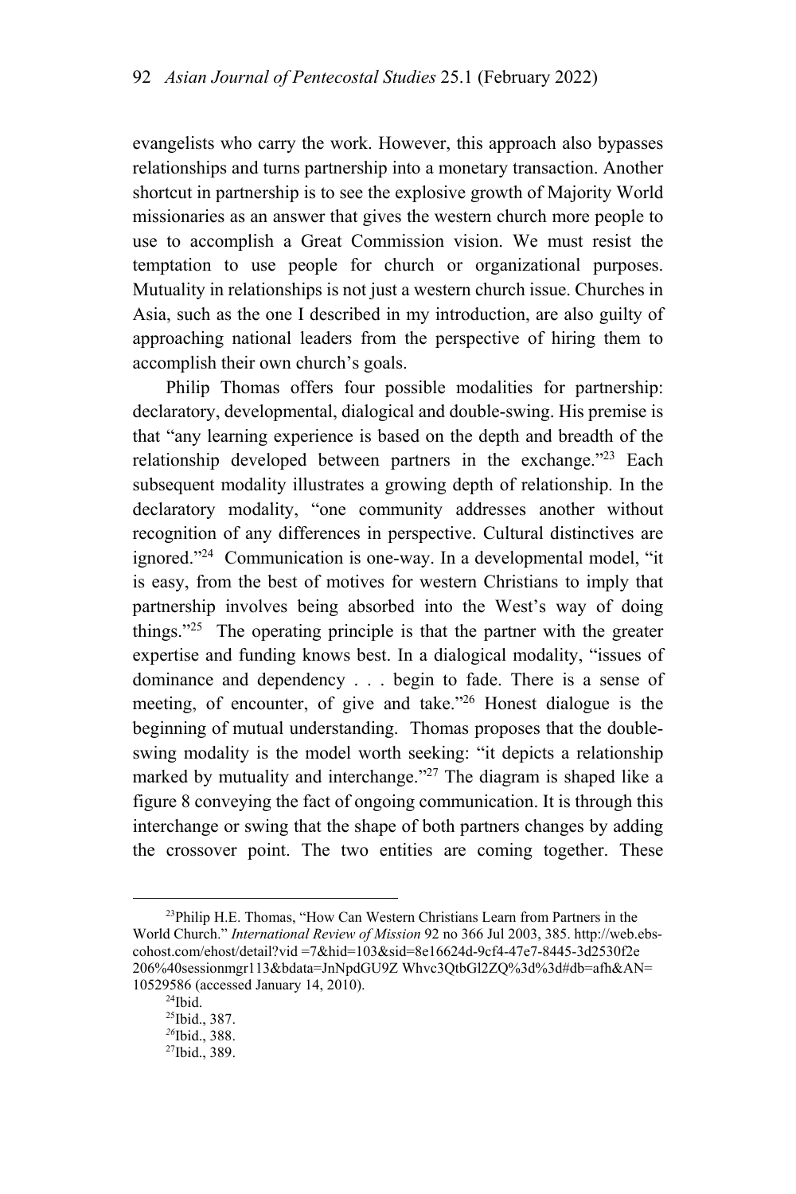evangelists who carry the work. However, this approach also bypasses relationships and turns partnership into a monetary transaction. Another shortcut in partnership is to see the explosive growth of Majority World missionaries as an answer that gives the western church more people to use to accomplish a Great Commission vision. We must resist the temptation to use people for church or organizational purposes. Mutuality in relationships is not just a western church issue. Churches in Asia, such as the one I described in my introduction, are also guilty of approaching national leaders from the perspective of hiring them to accomplish their own church's goals.

Philip Thomas offers four possible modalities for partnership: declaratory, developmental, dialogical and double-swing. His premise is that "any learning experience is based on the depth and breadth of the relationship developed between partners in the exchange."[23] Each subsequent modality illustrates a growing depth of relationship. In the declaratory modality, "one community addresses another without recognition of any differences in perspective. Cultural distinctives are ignored."[24] Communication is one-way. In a developmental model, "it is easy, from the best of motives for western Christians to imply that partnership involves being absorbed into the West's way of doing things."[25] The operating principle is that the partner with the greater expertise and funding knows best. In a dialogical modality, "issues of dominance and dependency . . . begin to fade. There is a sense of meeting, of encounter, of give and take."[26] Honest dialogue is the beginning of mutual understanding. Thomas proposes that the double-swing modality is the model worth seeking: "it depicts a relationship marked by mutuality and interchange."[27] The diagram is shaped like a figure 8 conveying the fact of ongoing communication. It is through this interchange or swing that the shape of both partners changes by adding the crossover point. The two entities are coming together. These

---

[23] Philip H.E. Thomas, "How Can Western Christians Learn from Partners in the World Church." *International Review of Mission* 92 no 366 Jul 2003, 385. http://web.ebscohost.com/ehost/detail?vid =7&hid=103&sid=8e16624d-9cf4-47e7-8445-3d2530f2e 206%40sessionmgr113&bdata=JnNpdGU9Z Whvc3QtbGl2ZQ%3d%3d#db=afh&AN= 10529586 (accessed January 14, 2010).

[24] Ibid.

[25] Ibid., 387.

[26] Ibid., 388.

[27] Ibid., 389.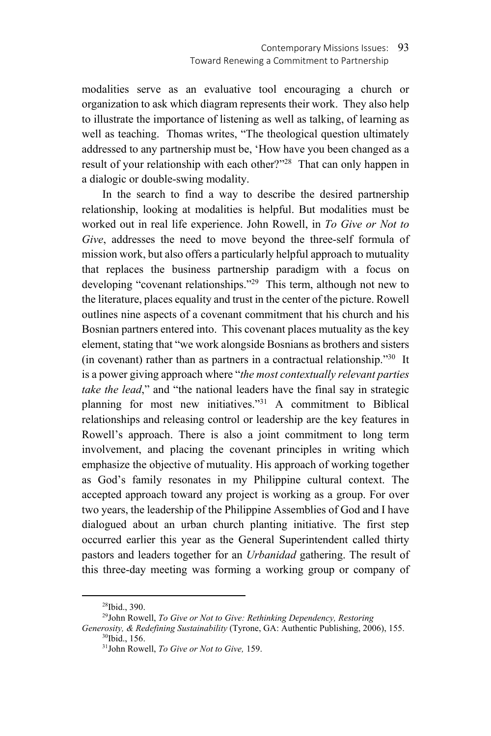modalities serve as an evaluative tool encouraging a church or organization to ask which diagram represents their work. They also help to illustrate the importance of listening as well as talking, of learning as well as teaching. Thomas writes, "The theological question ultimately addressed to any partnership must be, 'How have you been changed as a result of your relationship with each other?"[28] That can only happen in a dialogic or double-swing modality.

In the search to find a way to describe the desired partnership relationship, looking at modalities is helpful. But modalities must be worked out in real life experience. John Rowell, in *To Give or Not to Give*, addresses the need to move beyond the three-self formula of mission work, but also offers a particularly helpful approach to mutuality that replaces the business partnership paradigm with a focus on developing "covenant relationships."[29] This term, although not new to the literature, places equality and trust in the center of the picture. Rowell outlines nine aspects of a covenant commitment that his church and his Bosnian partners entered into. This covenant places mutuality as the key element, stating that "we work alongside Bosnians as brothers and sisters (in covenant) rather than as partners in a contractual relationship."[30] It is a power giving approach where "*the most contextually relevant parties take the lead*," and "the national leaders have the final say in strategic planning for most new initiatives."[31] A commitment to Biblical relationships and releasing control or leadership are the key features in Rowell's approach. There is also a joint commitment to long term involvement, and placing the covenant principles in writing which emphasize the objective of mutuality. His approach of working together as God's family resonates in my Philippine cultural context. The accepted approach toward any project is working as a group. For over two years, the leadership of the Philippine Assemblies of God and I have dialogued about an urban church planting initiative. The first step occurred earlier this year as the General Superintendent called thirty pastors and leaders together for an *Urbanidad* gathering. The result of this three-day meeting was forming a working group or company of

---

[28]Ibid., 390.

[29]John Rowell, *To Give or Not to Give: Rethinking Dependency, Restoring Generosity, & Redefining Sustainability* (Tyrone, GA: Authentic Publishing, 2006), 155.

[30]Ibid., 156.

[31]John Rowell, *To Give or Not to Give,* 159.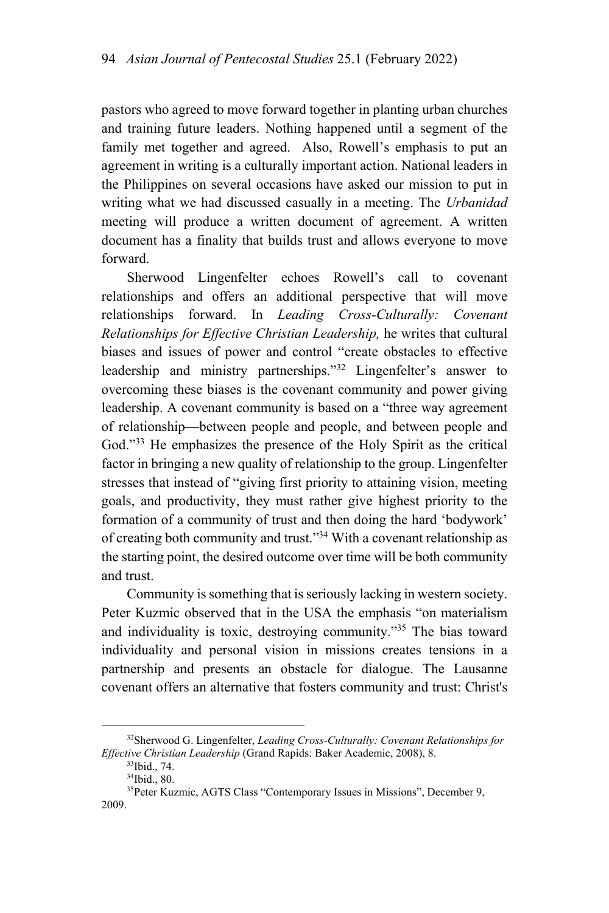pastors who agreed to move forward together in planting urban churches and training future leaders. Nothing happened until a segment of the family met together and agreed. Also, Rowell's emphasis to put an agreement in writing is a culturally important action. National leaders in the Philippines on several occasions have asked our mission to put in writing what we had discussed casually in a meeting. The *Urbanidad* meeting will produce a written document of agreement. A written document has a finality that builds trust and allows everyone to move forward.

Sherwood Lingenfelter echoes Rowell's call to covenant relationships and offers an additional perspective that will move relationships forward. In *Leading Cross-Culturally: Covenant Relationships for Effective Christian Leadership,* he writes that cultural biases and issues of power and control "create obstacles to effective leadership and ministry partnerships."[32] Lingenfelter's answer to overcoming these biases is the covenant community and power giving leadership. A covenant community is based on a "three way agreement of relationship—between people and people, and between people and God."[33] He emphasizes the presence of the Holy Spirit as the critical factor in bringing a new quality of relationship to the group. Lingenfelter stresses that instead of "giving first priority to attaining vision, meeting goals, and productivity, they must rather give highest priority to the formation of a community of trust and then doing the hard 'bodywork' of creating both community and trust."[34] With a covenant relationship as the starting point, the desired outcome over time will be both community and trust.

Community is something that is seriously lacking in western society. Peter Kuzmic observed that in the USA the emphasis "on materialism and individuality is toxic, destroying community."[35] The bias toward individuality and personal vision in missions creates tensions in a partnership and presents an obstacle for dialogue. The Lausanne covenant offers an alternative that fosters community and trust: Christ's

---

[32]Sherwood G. Lingenfelter, *Leading Cross-Culturally: Covenant Relationships for Effective Christian Leadership* (Grand Rapids: Baker Academic, 2008), 8.

[33]Ibid., 74.

[34]Ibid., 80.

[35]Peter Kuzmic, AGTS Class "Contemporary Issues in Missions", December 9, 2009.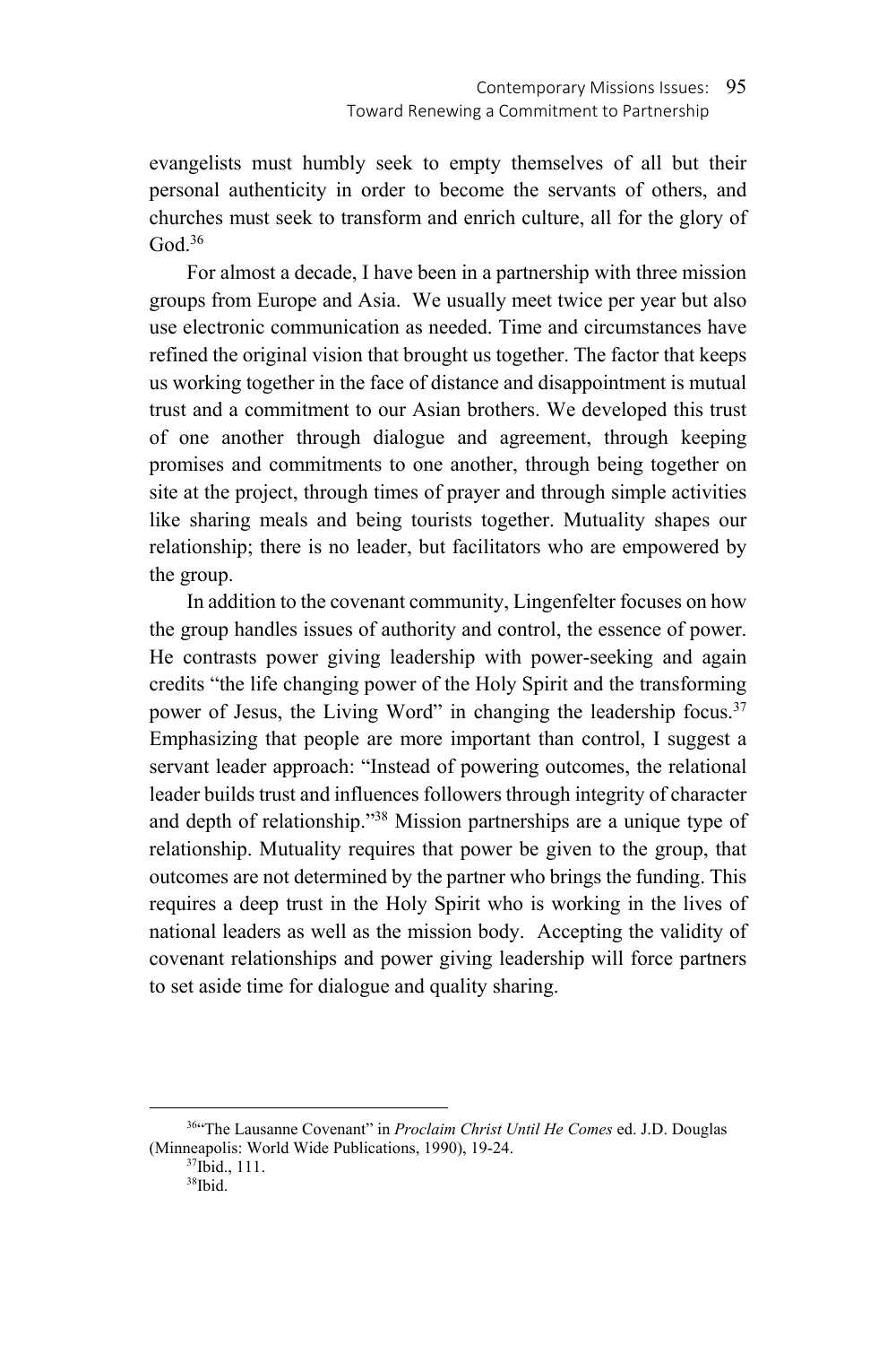evangelists must humbly seek to empty themselves of all but their personal authenticity in order to become the servants of others, and churches must seek to transform and enrich culture, all for the glory of God.[36]

For almost a decade, I have been in a partnership with three mission groups from Europe and Asia. We usually meet twice per year but also use electronic communication as needed. Time and circumstances have refined the original vision that brought us together. The factor that keeps us working together in the face of distance and disappointment is mutual trust and a commitment to our Asian brothers. We developed this trust of one another through dialogue and agreement, through keeping promises and commitments to one another, through being together on site at the project, through times of prayer and through simple activities like sharing meals and being tourists together. Mutuality shapes our relationship; there is no leader, but facilitators who are empowered by the group.

In addition to the covenant community, Lingenfelter focuses on how the group handles issues of authority and control, the essence of power. He contrasts power giving leadership with power-seeking and again credits "the life changing power of the Holy Spirit and the transforming power of Jesus, the Living Word" in changing the leadership focus.[37] Emphasizing that people are more important than control, I suggest a servant leader approach: "Instead of powering outcomes, the relational leader builds trust and influences followers through integrity of character and depth of relationship."[38] Mission partnerships are a unique type of relationship. Mutuality requires that power be given to the group, that outcomes are not determined by the partner who brings the funding. This requires a deep trust in the Holy Spirit who is working in the lives of national leaders as well as the mission body. Accepting the validity of covenant relationships and power giving leadership will force partners to set aside time for dialogue and quality sharing.

---

[36] "The Lausanne Covenant" in *Proclaim Christ Until He Comes* ed. J.D. Douglas (Minneapolis: World Wide Publications, 1990), 19-24.

[37] Ibid., 111.

[38] Ibid.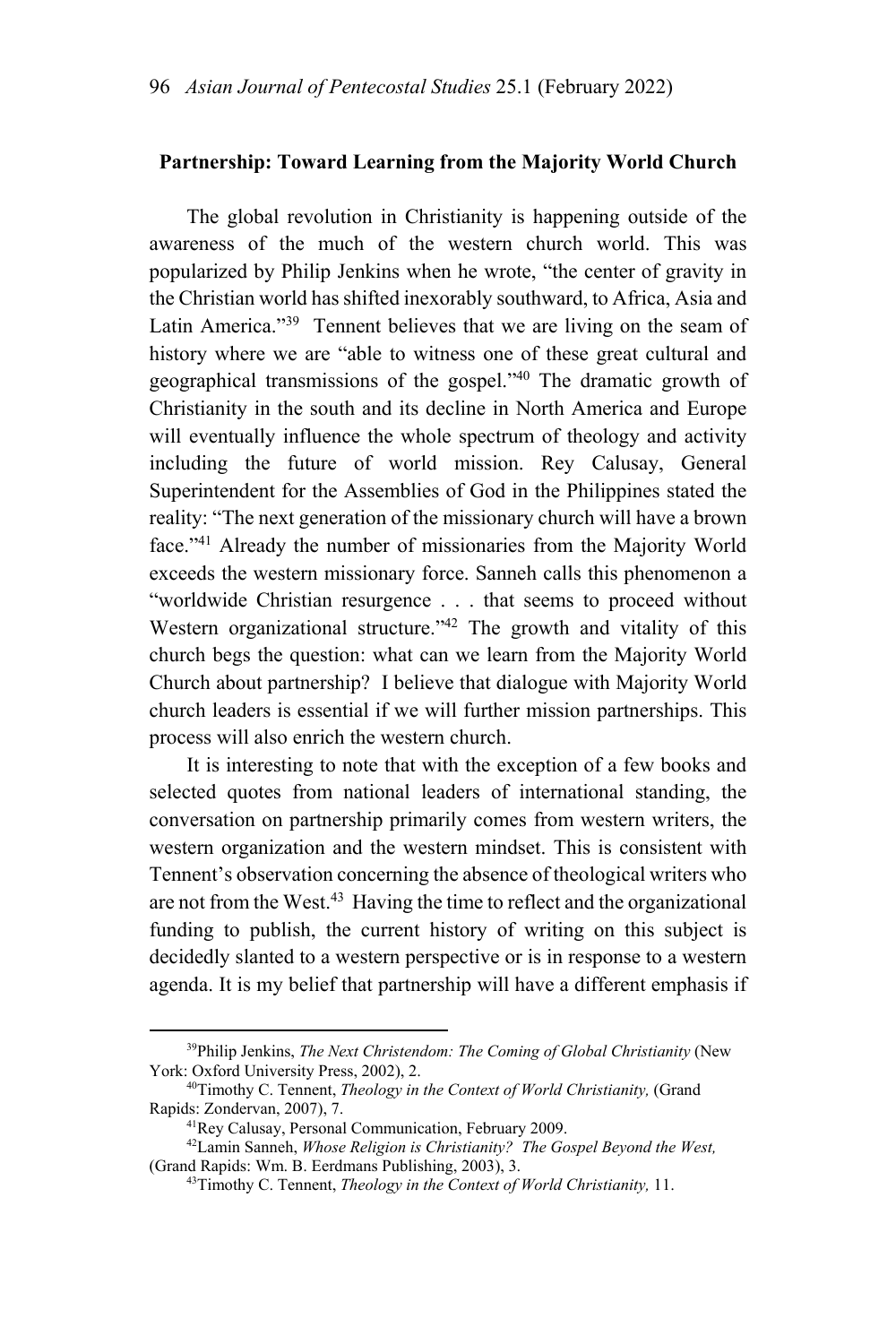## Partnership: Toward Learning from the Majority World Church

The global revolution in Christianity is happening outside of the awareness of the much of the western church world. This was popularized by Philip Jenkins when he wrote, "the center of gravity in the Christian world has shifted inexorably southward, to Africa, Asia and Latin America."[39] Tennent believes that we are living on the seam of history where we are "able to witness one of these great cultural and geographical transmissions of the gospel."[40] The dramatic growth of Christianity in the south and its decline in North America and Europe will eventually influence the whole spectrum of theology and activity including the future of world mission. Rey Calusay, General Superintendent for the Assemblies of God in the Philippines stated the reality: "The next generation of the missionary church will have a brown face."[41] Already the number of missionaries from the Majority World exceeds the western missionary force. Sanneh calls this phenomenon a "worldwide Christian resurgence . . . that seems to proceed without Western organizational structure."[42] The growth and vitality of this church begs the question: what can we learn from the Majority World Church about partnership? I believe that dialogue with Majority World church leaders is essential if we will further mission partnerships. This process will also enrich the western church.

It is interesting to note that with the exception of a few books and selected quotes from national leaders of international standing, the conversation on partnership primarily comes from western writers, the western organization and the western mindset. This is consistent with Tennent's observation concerning the absence of theological writers who are not from the West.[43] Having the time to reflect and the organizational funding to publish, the current history of writing on this subject is decidedly slanted to a western perspective or is in response to a western agenda. It is my belief that partnership will have a different emphasis if

---

[39] Philip Jenkins, *The Next Christendom: The Coming of Global Christianity* (New York: Oxford University Press, 2002), 2.

[40] Timothy C. Tennent, *Theology in the Context of World Christianity,* (Grand Rapids: Zondervan, 2007), 7.

[41] Rey Calusay, Personal Communication, February 2009.

[42] Lamin Sanneh, *Whose Religion is Christianity? The Gospel Beyond the West,* (Grand Rapids: Wm. B. Eerdmans Publishing, 2003), 3.

[43] Timothy C. Tennent, *Theology in the Context of World Christianity,* 11.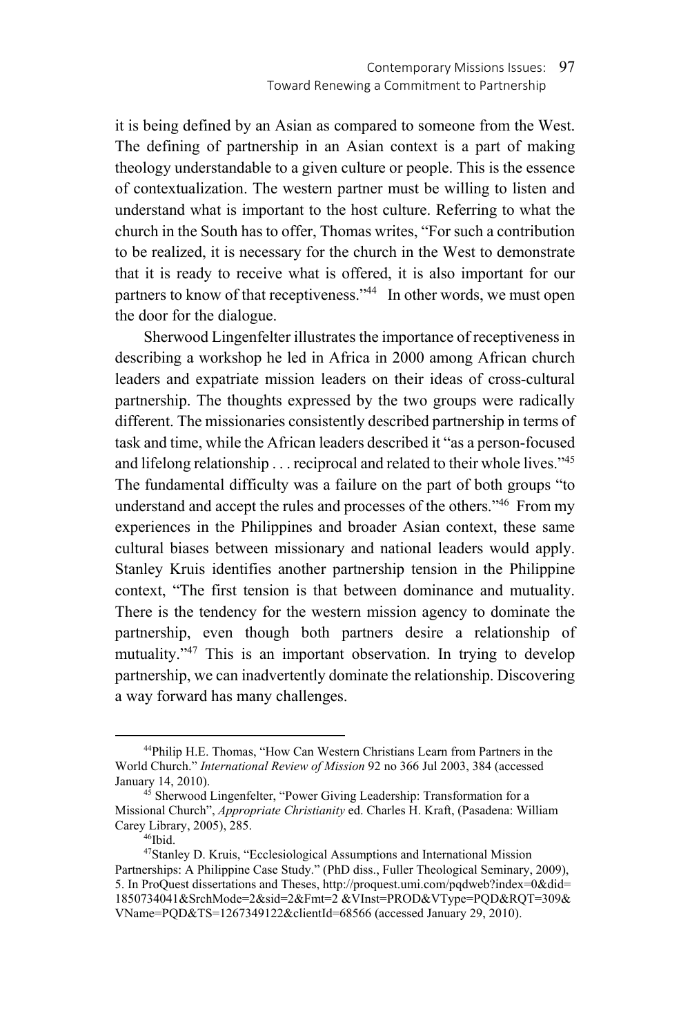it is being defined by an Asian as compared to someone from the West. The defining of partnership in an Asian context is a part of making theology understandable to a given culture or people. This is the essence of contextualization. The western partner must be willing to listen and understand what is important to the host culture. Referring to what the church in the South has to offer, Thomas writes, "For such a contribution to be realized, it is necessary for the church in the West to demonstrate that it is ready to receive what is offered, it is also important for our partners to know of that receptiveness."[44] In other words, we must open the door for the dialogue.

Sherwood Lingenfelter illustrates the importance of receptiveness in describing a workshop he led in Africa in 2000 among African church leaders and expatriate mission leaders on their ideas of cross-cultural partnership. The thoughts expressed by the two groups were radically different. The missionaries consistently described partnership in terms of task and time, while the African leaders described it "as a person-focused and lifelong relationship . . . reciprocal and related to their whole lives."[45] The fundamental difficulty was a failure on the part of both groups "to understand and accept the rules and processes of the others."[46] From my experiences in the Philippines and broader Asian context, these same cultural biases between missionary and national leaders would apply. Stanley Kruis identifies another partnership tension in the Philippine context, "The first tension is that between dominance and mutuality. There is the tendency for the western mission agency to dominate the partnership, even though both partners desire a relationship of mutuality."[47] This is an important observation. In trying to develop partnership, we can inadvertently dominate the relationship. Discovering a way forward has many challenges.

---

[44] Philip H.E. Thomas, "How Can Western Christians Learn from Partners in the World Church." *International Review of Mission* 92 no 366 Jul 2003, 384 (accessed January 14, 2010).

[45] Sherwood Lingenfelter, "Power Giving Leadership: Transformation for a Missional Church", *Appropriate Christianity* ed. Charles H. Kraft, (Pasadena: William Carey Library, 2005), 285.

[46] Ibid.

[47] Stanley D. Kruis, "Ecclesiological Assumptions and International Mission Partnerships: A Philippine Case Study." (PhD diss., Fuller Theological Seminary, 2009), 5. In ProQuest dissertations and Theses, http://proquest.umi.com/pqdweb?index=0&did=1850734041&SrchMode=2&sid=2&Fmt=2 &VInst=PROD&VType=PQD&RQT=309&VName=PQD&TS=1267349122&clientId=68566 (accessed January 29, 2010).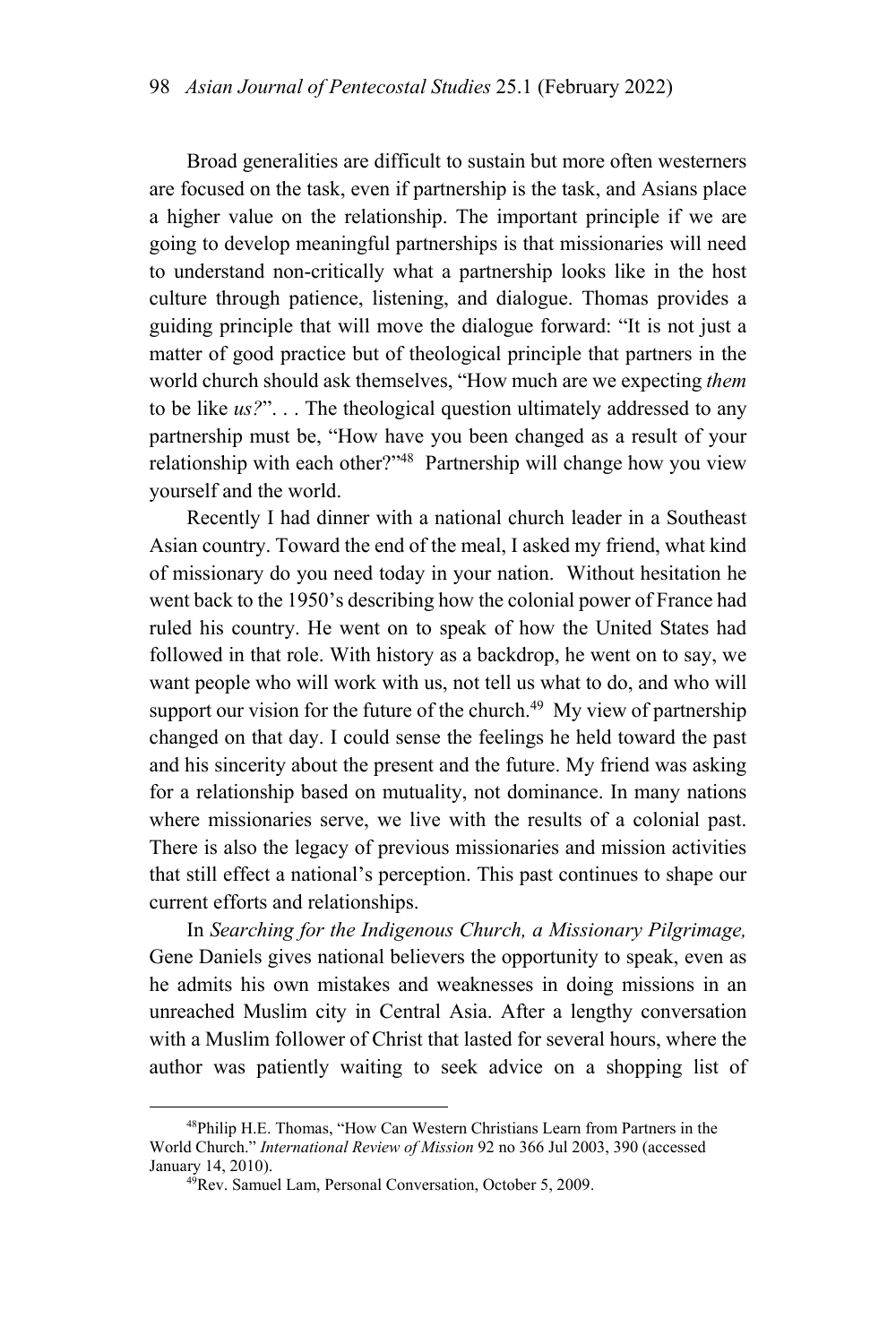Broad generalities are difficult to sustain but more often westerners are focused on the task, even if partnership is the task, and Asians place a higher value on the relationship. The important principle if we are going to develop meaningful partnerships is that missionaries will need to understand non-critically what a partnership looks like in the host culture through patience, listening, and dialogue. Thomas provides a guiding principle that will move the dialogue forward: "It is not just a matter of good practice but of theological principle that partners in the world church should ask themselves, "How much are we expecting *them* to be like *us?*". . . The theological question ultimately addressed to any partnership must be, "How have you been changed as a result of your relationship with each other?"[48] Partnership will change how you view yourself and the world.

Recently I had dinner with a national church leader in a Southeast Asian country. Toward the end of the meal, I asked my friend, what kind of missionary do you need today in your nation. Without hesitation he went back to the 1950's describing how the colonial power of France had ruled his country. He went on to speak of how the United States had followed in that role. With history as a backdrop, he went on to say, we want people who will work with us, not tell us what to do, and who will support our vision for the future of the church.[49] My view of partnership changed on that day. I could sense the feelings he held toward the past and his sincerity about the present and the future. My friend was asking for a relationship based on mutuality, not dominance. In many nations where missionaries serve, we live with the results of a colonial past. There is also the legacy of previous missionaries and mission activities that still effect a national's perception. This past continues to shape our current efforts and relationships.

In *Searching for the Indigenous Church, a Missionary Pilgrimage,* Gene Daniels gives national believers the opportunity to speak, even as he admits his own mistakes and weaknesses in doing missions in an unreached Muslim city in Central Asia. After a lengthy conversation with a Muslim follower of Christ that lasted for several hours, where the author was patiently waiting to seek advice on a shopping list of

---

[48]Philip H.E. Thomas, "How Can Western Christians Learn from Partners in the World Church." *International Review of Mission* 92 no 366 Jul 2003, 390 (accessed January 14, 2010).

[49]Rev. Samuel Lam, Personal Conversation, October 5, 2009.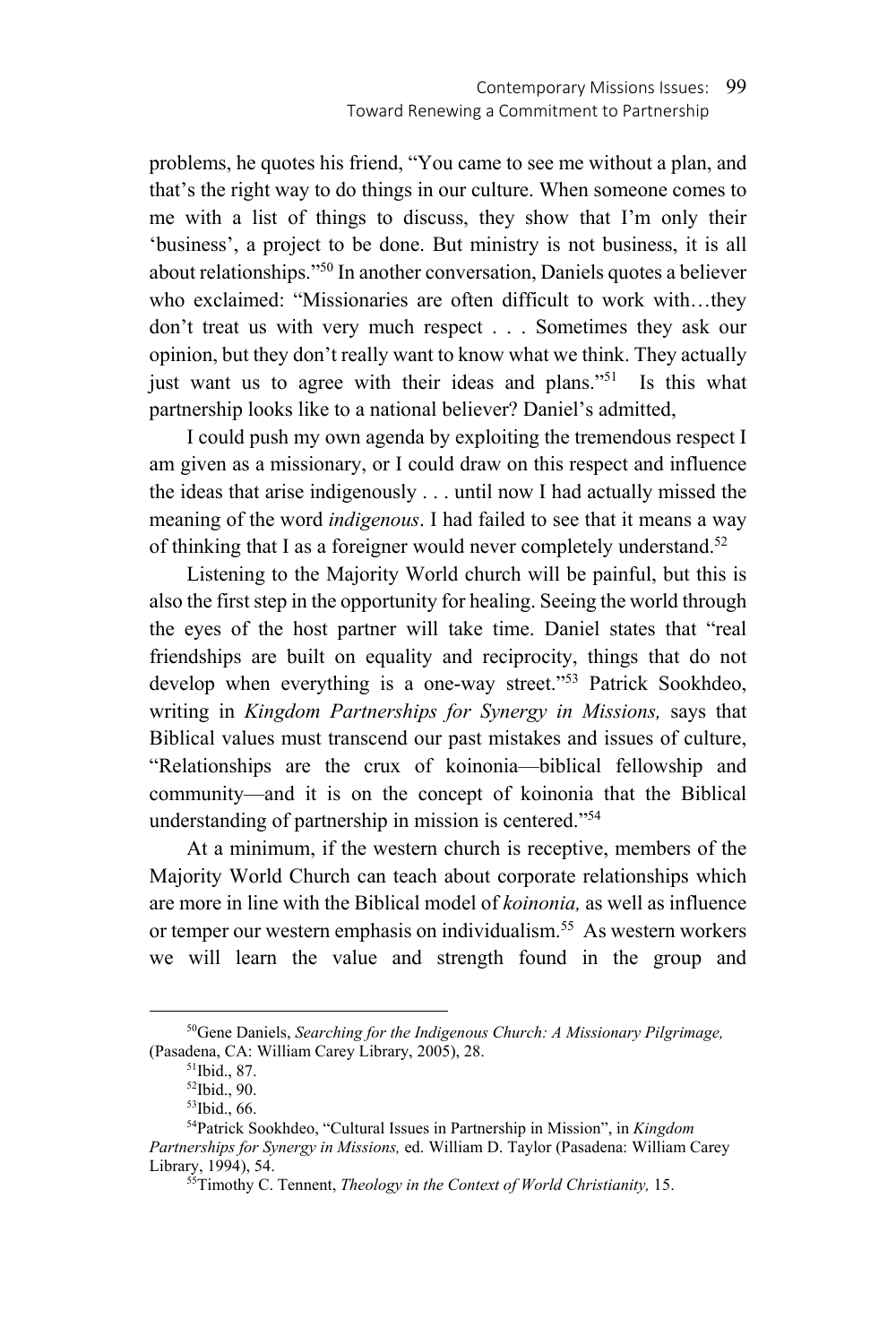problems, he quotes his friend, "You came to see me without a plan, and that's the right way to do things in our culture. When someone comes to me with a list of things to discuss, they show that I'm only their 'business', a project to be done. But ministry is not business, it is all about relationships."[50] In another conversation, Daniels quotes a believer who exclaimed: "Missionaries are often difficult to work with…they don't treat us with very much respect . . . Sometimes they ask our opinion, but they don't really want to know what we think. They actually just want us to agree with their ideas and plans."[51] Is this what partnership looks like to a national believer? Daniel's admitted,

> I could push my own agenda by exploiting the tremendous respect I am given as a missionary, or I could draw on this respect and influence the ideas that arise indigenously . . . until now I had actually missed the meaning of the word *indigenous*. I had failed to see that it means a way of thinking that I as a foreigner would never completely understand.[52]

Listening to the Majority World church will be painful, but this is also the first step in the opportunity for healing. Seeing the world through the eyes of the host partner will take time. Daniel states that "real friendships are built on equality and reciprocity, things that do not develop when everything is a one-way street."[53] Patrick Sookhdeo, writing in *Kingdom Partnerships for Synergy in Missions,* says that Biblical values must transcend our past mistakes and issues of culture, "Relationships are the crux of koinonia—biblical fellowship and community—and it is on the concept of koinonia that the Biblical understanding of partnership in mission is centered."[54]

At a minimum, if the western church is receptive, members of the Majority World Church can teach about corporate relationships which are more in line with the Biblical model of *koinonia,* as well as influence or temper our western emphasis on individualism.[55] As western workers we will learn the value and strength found in the group and

---

[50] Gene Daniels, *Searching for the Indigenous Church: A Missionary Pilgrimage,* (Pasadena, CA: William Carey Library, 2005), 28.

[51] Ibid., 87.

[52] Ibid., 90.

[53] Ibid., 66.

[54] Patrick Sookhdeo, "Cultural Issues in Partnership in Mission", in *Kingdom Partnerships for Synergy in Missions,* ed. William D. Taylor (Pasadena: William Carey Library, 1994), 54.

[55] Timothy C. Tennent, *Theology in the Context of World Christianity,* 15.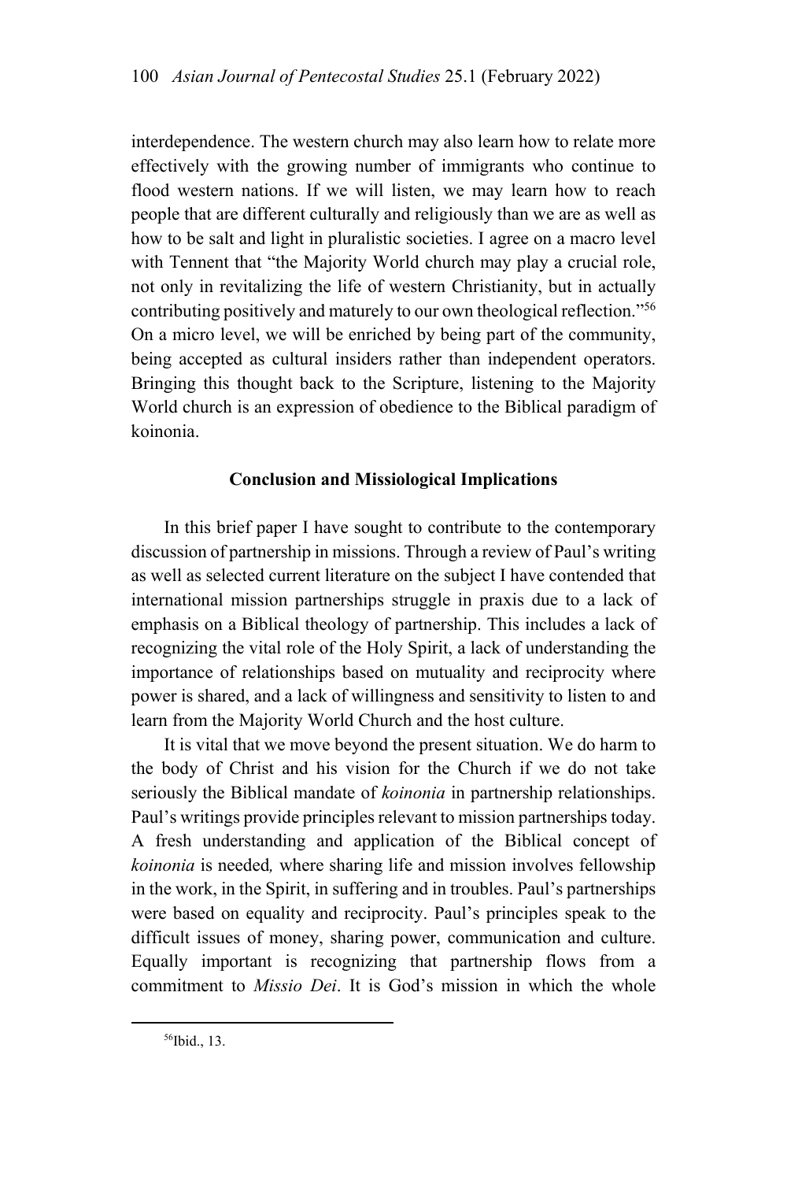interdependence. The western church may also learn how to relate more effectively with the growing number of immigrants who continue to flood western nations. If we will listen, we may learn how to reach people that are different culturally and religiously than we are as well as how to be salt and light in pluralistic societies. I agree on a macro level with Tennent that "the Majority World church may play a crucial role, not only in revitalizing the life of western Christianity, but in actually contributing positively and maturely to our own theological reflection."[56] On a micro level, we will be enriched by being part of the community, being accepted as cultural insiders rather than independent operators. Bringing this thought back to the Scripture, listening to the Majority World church is an expression of obedience to the Biblical paradigm of koinonia.

## Conclusion and Missiological Implications

In this brief paper I have sought to contribute to the contemporary discussion of partnership in missions. Through a review of Paul's writing as well as selected current literature on the subject I have contended that international mission partnerships struggle in praxis due to a lack of emphasis on a Biblical theology of partnership. This includes a lack of recognizing the vital role of the Holy Spirit, a lack of understanding the importance of relationships based on mutuality and reciprocity where power is shared, and a lack of willingness and sensitivity to listen to and learn from the Majority World Church and the host culture.

It is vital that we move beyond the present situation. We do harm to the body of Christ and his vision for the Church if we do not take seriously the Biblical mandate of *koinonia* in partnership relationships. Paul's writings provide principles relevant to mission partnerships today. A fresh understanding and application of the Biblical concept of *koinonia* is needed, where sharing life and mission involves fellowship in the work, in the Spirit, in suffering and in troubles. Paul's partnerships were based on equality and reciprocity. Paul's principles speak to the difficult issues of money, sharing power, communication and culture. Equally important is recognizing that partnership flows from a commitment to *Missio Dei*. It is God's mission in which the whole

[56]Ibid., 13.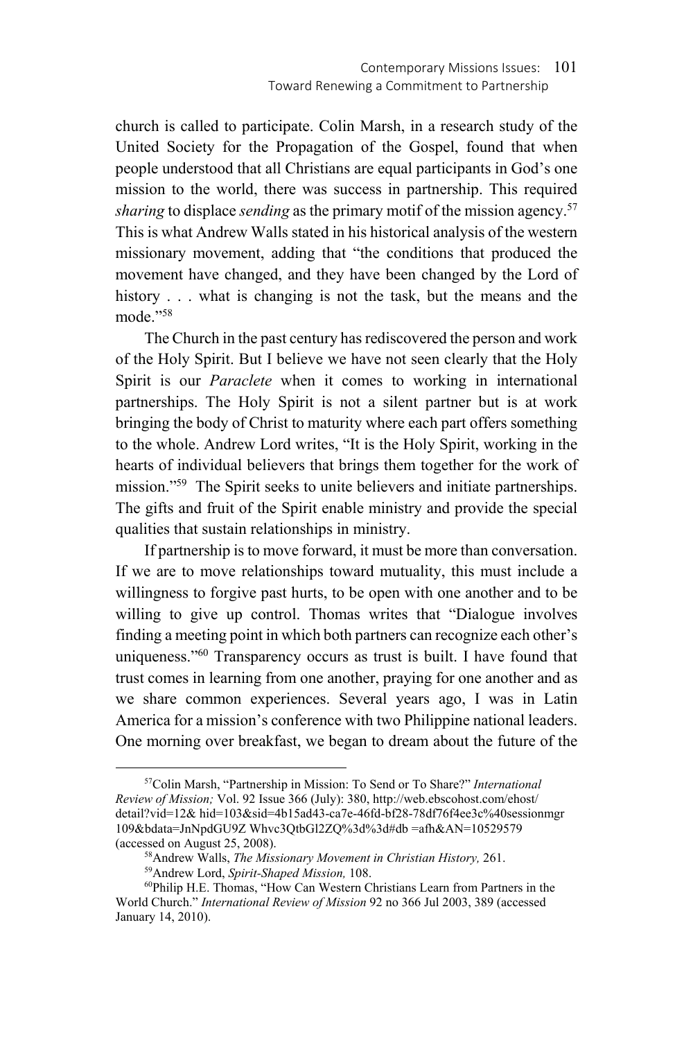church is called to participate. Colin Marsh, in a research study of the United Society for the Propagation of the Gospel, found that when people understood that all Christians are equal participants in God's one mission to the world, there was success in partnership. This required *sharing* to displace *sending* as the primary motif of the mission agency.[57] This is what Andrew Walls stated in his historical analysis of the western missionary movement, adding that "the conditions that produced the movement have changed, and they have been changed by the Lord of history . . . what is changing is not the task, but the means and the mode."[58]

The Church in the past century has rediscovered the person and work of the Holy Spirit. But I believe we have not seen clearly that the Holy Spirit is our *Paraclete* when it comes to working in international partnerships. The Holy Spirit is not a silent partner but is at work bringing the body of Christ to maturity where each part offers something to the whole. Andrew Lord writes, "It is the Holy Spirit, working in the hearts of individual believers that brings them together for the work of mission."[59] The Spirit seeks to unite believers and initiate partnerships. The gifts and fruit of the Spirit enable ministry and provide the special qualities that sustain relationships in ministry.

If partnership is to move forward, it must be more than conversation. If we are to move relationships toward mutuality, this must include a willingness to forgive past hurts, to be open with one another and to be willing to give up control. Thomas writes that "Dialogue involves finding a meeting point in which both partners can recognize each other's uniqueness."[60] Transparency occurs as trust is built. I have found that trust comes in learning from one another, praying for one another and as we share common experiences. Several years ago, I was in Latin America for a mission's conference with two Philippine national leaders. One morning over breakfast, we began to dream about the future of the

---

[57] Colin Marsh, "Partnership in Mission: To Send or To Share?" *International Review of Mission;* Vol. 92 Issue 366 (July): 380, http://web.ebscohost.com/ehost/detail?vid=12& hid=103&sid=4b15ad43-ca7e-46fd-bf28-78df76f4ee3c%40sessionmgr109&bdata=JnNpdGU9Z Whvc3QtbGl2ZQ%3d%3d#db =afh&AN=10529579 (accessed on August 25, 2008).

[58] Andrew Walls, *The Missionary Movement in Christian History,* 261.

[59] Andrew Lord, *Spirit-Shaped Mission,* 108.

[60] Philip H.E. Thomas, "How Can Western Christians Learn from Partners in the World Church." *International Review of Mission* 92 no 366 Jul 2003, 389 (accessed January 14, 2010).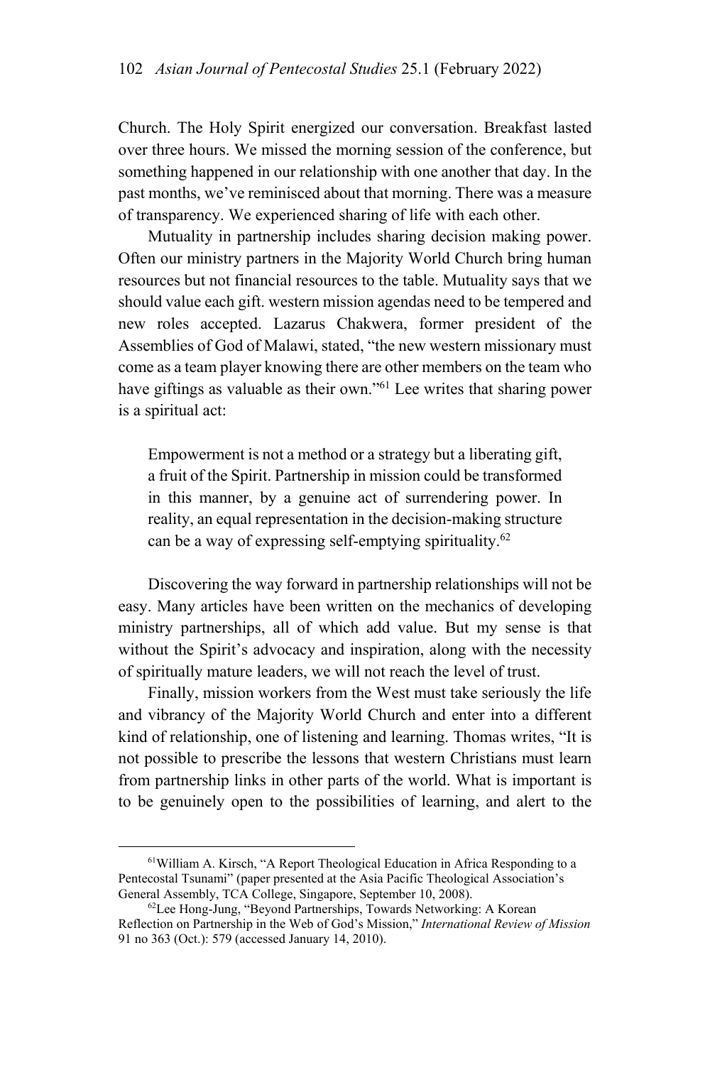Church. The Holy Spirit energized our conversation. Breakfast lasted over three hours. We missed the morning session of the conference, but something happened in our relationship with one another that day. In the past months, we've reminisced about that morning. There was a measure of transparency. We experienced sharing of life with each other.

Mutuality in partnership includes sharing decision making power. Often our ministry partners in the Majority World Church bring human resources but not financial resources to the table. Mutuality says that we should value each gift. western mission agendas need to be tempered and new roles accepted. Lazarus Chakwera, former president of the Assemblies of God of Malawi, stated, "the new western missionary must come as a team player knowing there are other members on the team who have giftings as valuable as their own."[61] Lee writes that sharing power is a spiritual act:

> Empowerment is not a method or a strategy but a liberating gift, a fruit of the Spirit. Partnership in mission could be transformed in this manner, by a genuine act of surrendering power. In reality, an equal representation in the decision-making structure can be a way of expressing self-emptying spirituality.[62]

Discovering the way forward in partnership relationships will not be easy. Many articles have been written on the mechanics of developing ministry partnerships, all of which add value. But my sense is that without the Spirit's advocacy and inspiration, along with the necessity of spiritually mature leaders, we will not reach the level of trust.

Finally, mission workers from the West must take seriously the life and vibrancy of the Majority World Church and enter into a different kind of relationship, one of listening and learning. Thomas writes, "It is not possible to prescribe the lessons that western Christians must learn from partnership links in other parts of the world. What is important is to be genuinely open to the possibilities of learning, and alert to the

---

[61] William A. Kirsch, "A Report Theological Education in Africa Responding to a Pentecostal Tsunami" (paper presented at the Asia Pacific Theological Association's General Assembly, TCA College, Singapore, September 10, 2008).

[62] Lee Hong-Jung, "Beyond Partnerships, Towards Networking: A Korean Reflection on Partnership in the Web of God's Mission," *International Review of Mission* 91 no 363 (Oct.): 579 (accessed January 14, 2010).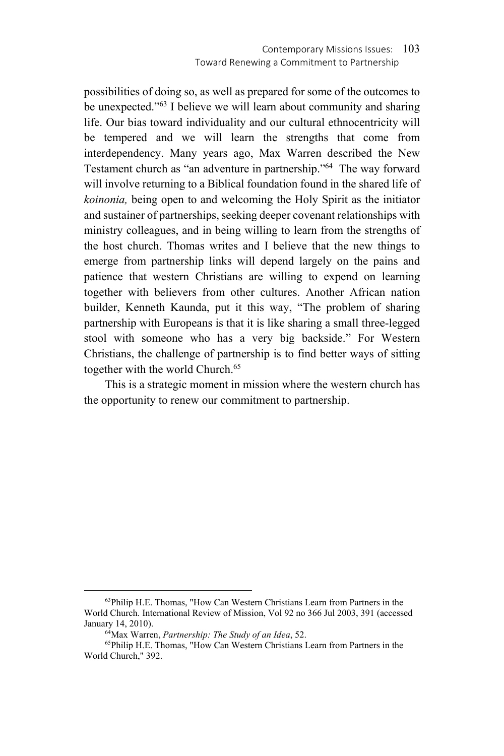possibilities of doing so, as well as prepared for some of the outcomes to be unexpected."[63] I believe we will learn about community and sharing life. Our bias toward individuality and our cultural ethnocentricity will be tempered and we will learn the strengths that come from interdependency. Many years ago, Max Warren described the New Testament church as "an adventure in partnership."[64] The way forward will involve returning to a Biblical foundation found in the shared life of *koinonia,* being open to and welcoming the Holy Spirit as the initiator and sustainer of partnerships, seeking deeper covenant relationships with ministry colleagues, and in being willing to learn from the strengths of the host church. Thomas writes and I believe that the new things to emerge from partnership links will depend largely on the pains and patience that western Christians are willing to expend on learning together with believers from other cultures. Another African nation builder, Kenneth Kaunda, put it this way, "The problem of sharing partnership with Europeans is that it is like sharing a small three-legged stool with someone who has a very big backside." For Western Christians, the challenge of partnership is to find better ways of sitting together with the world Church.[65]

This is a strategic moment in mission where the western church has the opportunity to renew our commitment to partnership.

---

[63]Philip H.E. Thomas, "How Can Western Christians Learn from Partners in the World Church. International Review of Mission, Vol 92 no 366 Jul 2003, 391 (accessed January 14, 2010).

[64]Max Warren, *Partnership: The Study of an Idea*, 52.

[65]Philip H.E. Thomas, "How Can Western Christians Learn from Partners in the World Church," 392.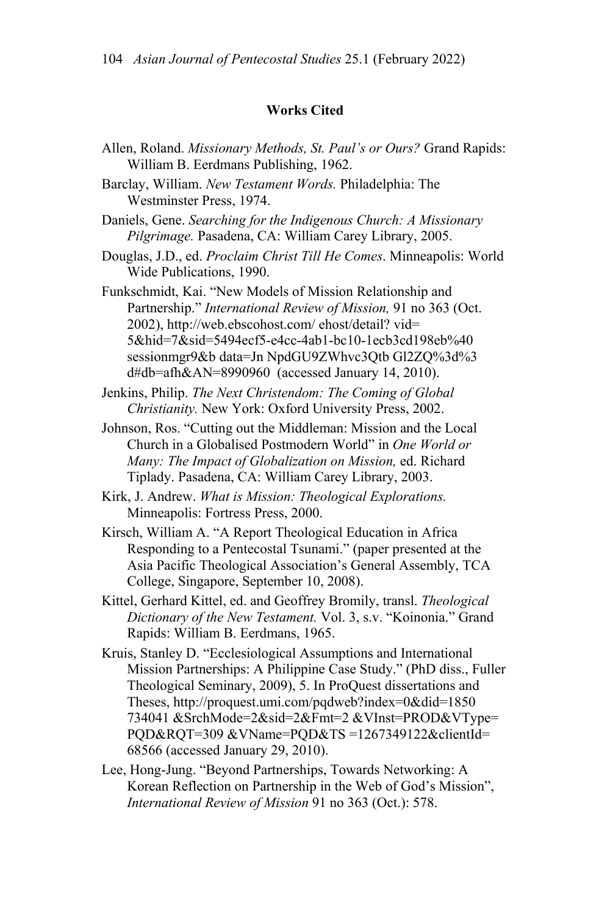## Works Cited

Allen, Roland. *Missionary Methods, St. Paul's or Ours?* Grand Rapids: William B. Eerdmans Publishing, 1962.

Barclay, William. *New Testament Words.* Philadelphia: The Westminster Press, 1974.

Daniels, Gene. *Searching for the Indigenous Church: A Missionary Pilgrimage.* Pasadena, CA: William Carey Library, 2005.

Douglas, J.D., ed. *Proclaim Christ Till He Comes*. Minneapolis: World Wide Publications, 1990.

Funkschmidt, Kai. "New Models of Mission Relationship and Partnership." *International Review of Mission,* 91 no 363 (Oct. 2002), http://web.ebscohost.com/ ehost/detail? vid= 5&hid=7&sid=5494ecf5-e4cc-4ab1-bc10-1ecb3cd198eb%40 sessionmgr9&b data=Jn NpdGU9ZWhvc3Qtb Gl2ZQ%3d%3 d#db=afh&AN=8990960 (accessed January 14, 2010).

Jenkins, Philip. *The Next Christendom: The Coming of Global Christianity.* New York: Oxford University Press, 2002.

Johnson, Ros. "Cutting out the Middleman: Mission and the Local Church in a Globalised Postmodern World" in *One World or Many: The Impact of Globalization on Mission,* ed. Richard Tiplady. Pasadena, CA: William Carey Library, 2003.

Kirk, J. Andrew. *What is Mission: Theological Explorations.* Minneapolis: Fortress Press, 2000.

Kirsch, William A. "A Report Theological Education in Africa Responding to a Pentecostal Tsunami." (paper presented at the Asia Pacific Theological Association's General Assembly, TCA College, Singapore, September 10, 2008).

Kittel, Gerhard Kittel, ed. and Geoffrey Bromily, transl. *Theological Dictionary of the New Testament.* Vol. 3, s.v. "Koinonia." Grand Rapids: William B. Eerdmans, 1965.

Kruis, Stanley D. "Ecclesiological Assumptions and International Mission Partnerships: A Philippine Case Study." (PhD diss., Fuller Theological Seminary, 2009), 5. In ProQuest dissertations and Theses, http://proquest.umi.com/pqdweb?index=0&did=1850 734041 &SrchMode=2&sid=2&Fmt=2 &VInst=PROD&VType= PQD&RQT=309 &VName=PQD&TS =1267349122&clientId= 68566 (accessed January 29, 2010).

Lee, Hong-Jung. "Beyond Partnerships, Towards Networking: A Korean Reflection on Partnership in the Web of God's Mission", *International Review of Mission* 91 no 363 (Oct.): 578.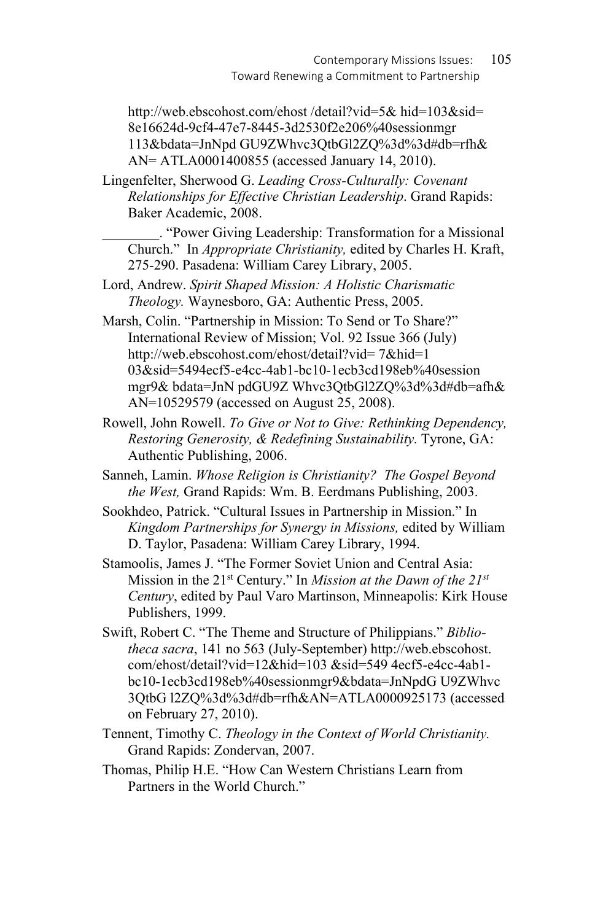http://web.ebscohost.com/ehost /detail?vid=5& hid=103&sid= 8e16624d-9cf4-47e7-8445-3d2530f2e206%40sessionmgr 113&bdata=JnNpd GU9ZWhvc3QtbGl2ZQ%3d%3d#db=rfh& AN= ATLA0001400855 (accessed January 14, 2010).

Lingenfelter, Sherwood G. *Leading Cross-Culturally: Covenant Relationships for Effective Christian Leadership*. Grand Rapids: Baker Academic, 2008.

________. "Power Giving Leadership: Transformation for a Missional Church." In *Appropriate Christianity,* edited by Charles H. Kraft, 275-290. Pasadena: William Carey Library, 2005.

Lord, Andrew. *Spirit Shaped Mission: A Holistic Charismatic Theology.* Waynesboro, GA: Authentic Press, 2005.

Marsh, Colin. "Partnership in Mission: To Send or To Share?" International Review of Mission; Vol. 92 Issue 366 (July) http://web.ebscohost.com/ehost/detail?vid= 7&hid=1 03&sid=5494ecf5-e4cc-4ab1-bc10-1ecb3cd198eb%40session mgr9& bdata=JnN pdGU9Z Whvc3QtbGl2ZQ%3d%3d#db=afh& AN=10529579 (accessed on August 25, 2008).

Rowell, John Rowell. *To Give or Not to Give: Rethinking Dependency, Restoring Generosity, & Redefining Sustainability.* Tyrone, GA: Authentic Publishing, 2006.

Sanneh, Lamin. *Whose Religion is Christianity? The Gospel Beyond the West,* Grand Rapids: Wm. B. Eerdmans Publishing, 2003.

Sookhdeo, Patrick. "Cultural Issues in Partnership in Mission." In *Kingdom Partnerships for Synergy in Missions,* edited by William D. Taylor, Pasadena: William Carey Library, 1994.

Stamoolis, James J. "The Former Soviet Union and Central Asia: Mission in the 21st Century." In *Mission at the Dawn of the 21st Century*, edited by Paul Varo Martinson, Minneapolis: Kirk House Publishers, 1999.

Swift, Robert C. "The Theme and Structure of Philippians." *Bibliotheca sacra*, 141 no 563 (July-September) http://web.ebscohost. com/ehost/detail?vid=12&hid=103 &sid=549 4ecf5-e4cc-4ab1-bc10-1ecb3cd198eb%40sessionmgr9&bdata=JnNpdG U9ZWhvc 3QtbG l2ZQ%3d%3d#db=rfh&AN=ATLA0000925173 (accessed on February 27, 2010).

Tennent, Timothy C. *Theology in the Context of World Christianity.* Grand Rapids: Zondervan, 2007.

Thomas, Philip H.E. "How Can Western Christians Learn from Partners in the World Church."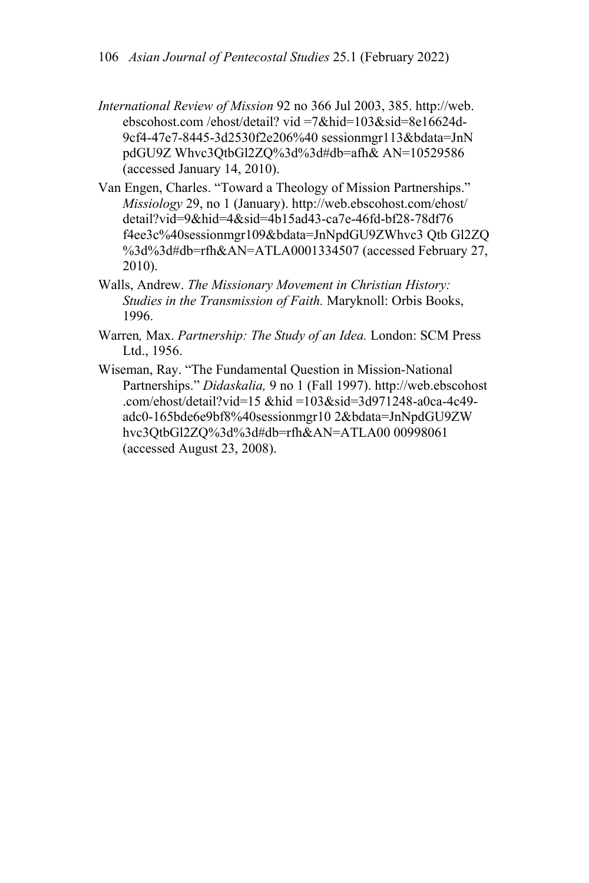*International Review of Mission* 92 no 366 Jul 2003, 385. http://web. ebscohost.com /ehost/detail? vid =7&hid=103&sid=8e16624d-9cf4-47e7-8445-3d2530f2e206%40 sessionmgr113&bdata=JnN pdGU9Z Whvc3QtbGl2ZQ%3d%3d#db=afh& AN=10529586 (accessed January 14, 2010).

Van Engen, Charles. "Toward a Theology of Mission Partnerships." *Missiology* 29, no 1 (January). http://web.ebscohost.com/ehost/ detail?vid=9&hid=4&sid=4b15ad43-ca7e-46fd-bf28-78df76 f4ee3c%40sessionmgr109&bdata=JnNpdGU9ZWhvc3 Qtb Gl2ZQ %3d%3d#db=rfh&AN=ATLA0001334507 (accessed February 27, 2010).

Walls, Andrew. *The Missionary Movement in Christian History: Studies in the Transmission of Faith.* Maryknoll: Orbis Books, 1996.

Warren*,* Max. *Partnership: The Study of an Idea.* London: SCM Press Ltd., 1956.

Wiseman, Ray. "The Fundamental Question in Mission-National Partnerships." *Didaskalia,* 9 no 1 (Fall 1997). http://web.ebscohost .com/ehost/detail?vid=15 &hid =103&sid=3d971248-a0ca-4c49-adc0-165bde6e9bf8%40sessionmgr10 2&bdata=JnNpdGU9ZW hvc3QtbGl2ZQ%3d%3d#db=rfh&AN=ATLA00 00998061 (accessed August 23, 2008).